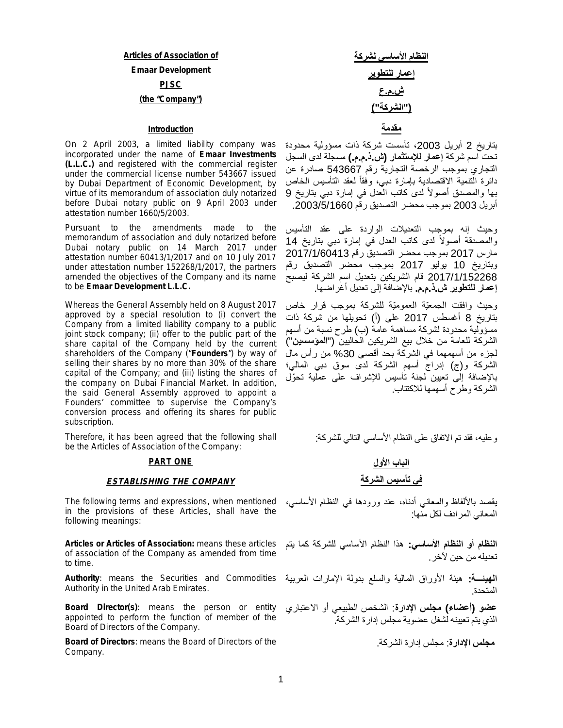**Articles of Association of**

**Emaar Development**

**PJSC**

**(the "Company")**

**النظام الأساسي لشركة**

**إعمار للتطوير**

**ش.م.ع**

**("الشركة")**

## Introduction

## مقدمة

On 2 April 2003, a limited liability company was incorporated under the name of **Emaar Investments (L.L.C.)** and registered with the commercial register under the commercial license number 543667 issued by Dubai Department of Economic Development, by virtue of its memorandum of association duly notarized before Dubai notary public on 9 April 2003 under attestation number 1660/5/2003.

بتاريخ 2 أبريل 2003، تأسست شركة ذات مسؤولية محدودة تحت اسم شركة **إعمار للإستثمار (ش.ذ.م.م.)** مسجلة لدى السجل التجاري بموجب الرخصة التجارية رقم 543667 صادرة عن دائرة التنمية الاقتصادية بإمارة دبي، وفقاً لعقد التأسيس الخاص بها والمصدق أصولاً لدى كاتب العدل في إمارة دبي بتاريخ 9 أبريل 2003 بموجب محضر التصديق رقم 2003/5/1660.

Pursuant to the amendments made to the memorandum of association and duly notarized before Dubai notary public on 14 March 2017 under attestation number 60413/1/2017 and on 10 July 2017 under attestation number 152268/1/2017, the partners amended the objectives of the Company and its name to be **Emaar Development L.L.C.**

وحيث إنه بموجب التعديلات الواردة على عقد التأسيس والمصدقة أصولاً لدى كاتب العدل في إمارة دبي بتاريخ 14 مارس 2017 بموجب محضر التصديق رقم 2017/1/60413 وبتاريخ 10 يوليو 2017 بموجب محضر التصديق رقم 2017/1/152268 قام الشريكين بتعديل اسم الشركة ليصبح **إعمار للتطوير ش.ذ.م.م.** بالإضافة إلى تعديل أغراضها.

Whereas the General Assembly held on 8 August 2017 approved by a special resolution to (i) convert the Company from a limited liability company to a public joint stock company; (ii) offer to the public part of the share capital of the Company held by the current shareholders of the Company ("**Founders**") by way of selling their shares by no more than 30% of the share capital of the Company; and (iii) listing the shares of the company on Dubai Financial Market. In addition, the said General Assembly approved to appoint a Founders' committee to supervise the Company's conversion process and offering its shares for public subscription.

وحيث وافقت الجمعيّة العموميّة للشركة بموجب قرار خاص بتاريخ 8 أغسطس 2017 على (أ) تحويلها من شركة ذات مسؤولية محدودة لشركة مساهمة عامة (ب) طرح نسبة من أسهم الشركة للعامة من خلال بيع الشريكين الحاليين (**"المؤسسين"**) لجزء من أسهمهما في الشركة بحد أقصى 30% من رأس مال الشركة و(ج) إدراج أسهم الشركة لدى سوق دبي المالي؛ بالإضافة إلى تعيين لجنة تأسيس للإشراف على عملية تحوّل الشركة وطرح أسهمها للاكتتاب.

Therefore, it has been agreed that the following shall be the Articles of Association of the Company:

وعليه، فقد تم الاتفاق على النظام الأساسي التالي للشركة:

## PART ONE

## الباب الأول

### *ESTABLISHING THE COMPANY*

### في تأسيس الشركة

The following terms and expressions, when mentioned in the provisions of these Articles, shall have the following meanings:

يقصد بالألفاظ والمعاني أدناه، عند ورودها في النظام الأساسي، المعاني المرادف لكل منها:

**Articles or Articles of Association:** means these articles of association of the Company as amended from time to time.

**النظام أو النظام الأساسي:** هذا النظام الأساسي للشركة كما يتم تعديله من حين لآخر.

**Authority**: means the Securities and Commodities Authority in the United Arab Emirates.

**الهيئـــة:** هيئة الأوراق المالية والسلع بدولة الإمارات العربية المتحدة.

**Board Director(s)**: means the person or entity appointed to perform the function of member of the Board of Directors of the Company.

**عضو (أعضاء) مجلس الإدارة**: الشخص الطبيعي أو الاعتباري الذي يتم تعيينه لشغل عضوية مجلس إدارة الشركة.

**Board of Directors**: means the Board of Directors of the Company.

**مجلس الإدارة**: مجلس إدارة الشركة.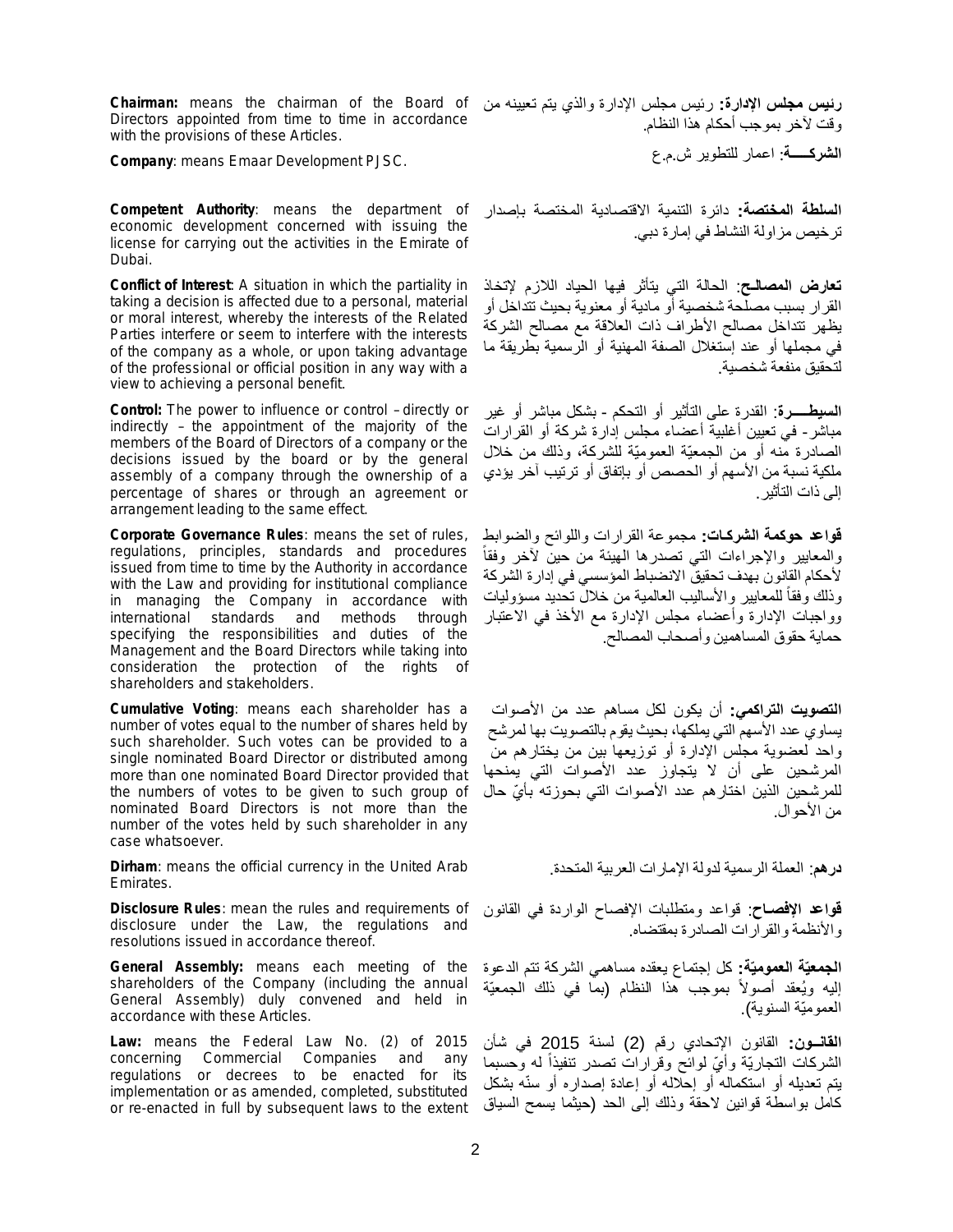**Chairman:** means the chairman of the Board of Directors appointed from time to time in accordance with the provisions of these Articles.

**رئيس مجلس الإدارة:** رئيس مجلس الإدارة والذي يتم تعيينه من وقت لآخر بموجب أحكام هذا النظام.

**Company**: means Emaar Development PJSC.

**الشركــــة**: اعمار للتطوير ش.م.ع

**Competent Authority**: means the department of economic development concerned with issuing the license for carrying out the activities in the Emirate of Dubai.

**السلطة المختصة:** دائرة التنمية الاقتصادية المختصة بإصدار ترخيص مزاولة النشاط في إمارة دبي.

**Conflict of Interest**: A situation in which the partiality in taking a decision is affected due to a personal, material or moral interest, whereby the interests of the Related Parties interfere or seem to interfere with the interests of the company as a whole, or upon taking advantage of the professional or official position in any way with a view to achieving a personal benefit.

**تعارض المصالح**: الحالة التي يتأثر فيها الحياد اللازم لإتخاذ القرار بسبب مصلحة شخصية أو مادية أو معنوية بحيث تتداخل أو يظهر تتداخل مصالح الأطراف ذات العلاقة مع مصالح الشركة في مجملها أو عند إستغلال الصفة المهنية أو الرسمية بطريقة ما لتحقيق منفعة شخصية.

**Control:** The power to influence or control – directly or indirectly – the appointment of the majority of the members of the Board of Directors of a company or the decisions issued by the board or by the general assembly of a company through the ownership of a percentage of shares or through an agreement or arrangement leading to the same effect.

**السيطـــرة**: القدرة على التأثير أو التحكم - بشكل مباشر أو غير مباشر - في تعيين أغلبية أعضاء مجلس إدارة شركة أو القرارات الصادرة منه أو من الجمعيّة العموميّة للشركة، وذلك من خلال ملكية نسبة من الأسهم أو الحصص أو بإتفاق أو ترتيب آخر يؤدي إلى ذات التأثير.

**Corporate Governance Rules**: means the set of rules, regulations, principles, standards and procedures issued from time to time by the Authority in accordance with the Law and providing for institutional compliance in managing the Company in accordance with international standards and methods through specifying the responsibilities and duties of the Management and the Board Directors while taking into consideration the protection of the rights of shareholders and stakeholders.

**قواعد حوكمة الشركات:** مجموعة القرارات واللوائح والضوابط والمعايير والإجراءات التي تصدرها الهيئة من حين لآخر وفقاً لأحكام القانون بهدف تحقيق الانضباط المؤسسي في إدارة الشركة وذلك وفقاً للمعايير والأساليب العالمية من خلال تحديد مسؤوليات وواجبات الإدارة وأعضاء مجلس الإدارة مع الأخذ في الاعتبار حماية حقوق المساهمين وأصحاب المصالح.

**Cumulative Voting**: means each shareholder has a number of votes equal to the number of shares held by such shareholder. Such votes can be provided to a single nominated Board Director or distributed among more than one nominated Board Director provided that the numbers of votes to be given to such group of nominated Board Directors is not more than the number of the votes held by such shareholder in any case whatsoever.

**التصويت التراكمي:** أن يكون لكل مساهم عدد من الأصوات يساوي عدد الأسهم التي يملكها، بحيث يقوم بالتصويت بها لمرشح واحد لعضوية مجلس الإدارة أو توزيعها بين من يختارهم من المرشحين على أن لا يتجاوز عدد الأصوات التي يمنحها للمرشحين الذين اختارهم عدد الأصوات التي بحوزته بأيّ حال من الأحوال.

**Dirham**: means the official currency in the United Arab Emirates.

**درهم**: العملة الرسمية لدولة الإمارات العربية المتحدة.

**Disclosure Rules**: mean the rules and requirements of disclosure under the Law, the regulations and resolutions issued in accordance thereof.

**قواعد الإفصاح**: قواعد ومتطلبات الإفصاح الواردة في القانون والأنظمة والقرارات الصادرة بمقتضاه.

**General Assembly:** means each meeting of the shareholders of the Company (including the annual General Assembly) duly convened and held in accordance with these Articles.

**الجمعيّة العموميّة:** كل إجتماع يعقده مساهمي الشركة تتم الدعوة إليه ويُعقد أصولاً بموجب هذا النظام (بما في ذلك الجمعيّة العموميّة السنوية).

**Law:** means the Federal Law No. (2) of 2015 concerning Commercial Companies and any regulations or decrees to be enacted for its implementation or as amended, completed, substituted or re-enacted in full by subsequent laws to the extent

**القانـــون:** القانون الإتحادي رقم (2) لسنة 2015 في شأن الشركات التجاريّة وأيّ لوائح وقرارات تصدر تنفيذاً له وحسبما يتم تعديله أو استكماله أو إحلاله أو إعادة إصداره أو سنّه بشكل كامل بواسطة قوانين لاحقة وذلك إلى الحد (حيثما يسمح السياق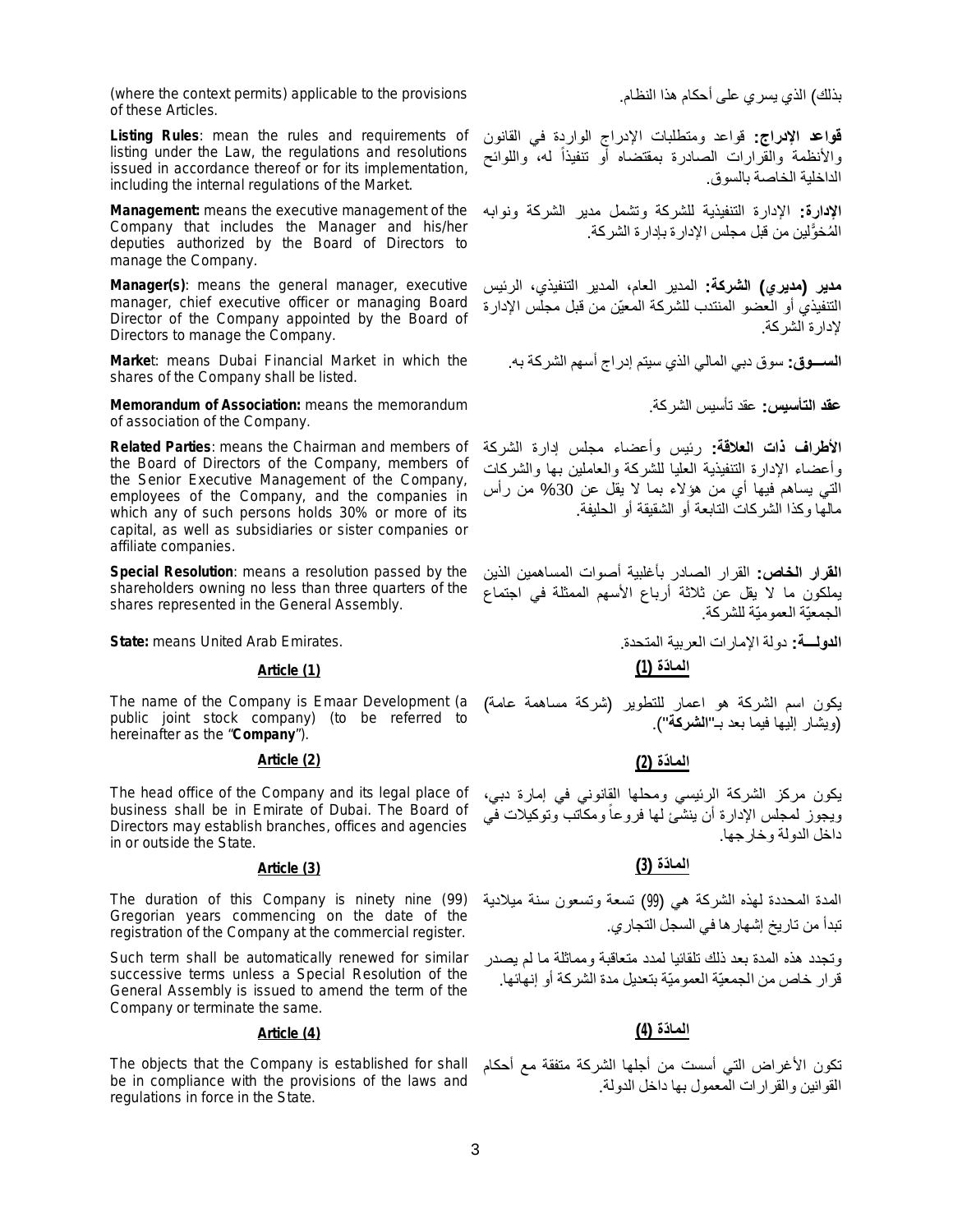(where the context permits) applicable to the provisions of these Articles.

بذلك) الذي يسري على أحكام هذا النظام.

**Listing Rules**: mean the rules and requirements of listing under the Law, the regulations and resolutions issued in accordance thereof or for its implementation, including the internal regulations of the Market.

**قواعد الإدراج:** قواعد ومتطلبات الإدراج الواردة في القانون والأنظمة والقرارات الصادرة بمقتضاه أو تنفيذاً له، واللوائح الداخلية الخاصة بالسوق.

**Management:** means the executive management of the Company that includes the Manager and his/her deputies authorized by the Board of Directors to manage the Company.

**الإدارة:** الإدارة التنفيذية للشركة وتشمل مدير الشركة ونوابه المُخوَّلين من قبل مجلس الإدارة بإدارة الشركة.

**Manager(s)**: means the general manager, executive manager, chief executive officer or managing Board Director of the Company appointed by the Board of Directors to manage the Company.

**مدير (مديري) الشركة:** المدير العام، المدير التنفيذي، الرئيس التنفيذي أو العضو المنتدب للشركة المعيّن من قبل مجلس الإدارة لإدارة الشركة.

**Market**: means Dubai Financial Market in which the shares of the Company shall be listed.

**الســـوق:** سوق دبي المالي الذي سيتم إدراج أسهم الشركة به.

**Memorandum of Association:** means the memorandum of association of the Company.

**عقد التأسيس:** عقد تأسيس الشركة.

**Related Parties**: means the Chairman and members of the Board of Directors of the Company, members of the Senior Executive Management of the Company, employees of the Company, and the companies in which any of such persons holds 30% or more of its capital, as well as subsidiaries or sister companies or affiliate companies.

**الأطراف ذات العلاقة:** رئيس وأعضاء مجلس إدارة الشركة وأعضاء الإدارة التنفيذية العليا للشركة والعاملين بها والشركات التي يساهم فيها أي من هؤلاء بما لا يقل عن 30% من رأس مالها وكذا الشركات التابعة أو الشقيقة أو الحليفة.

**Special Resolution**: means a resolution passed by the shareholders owning no less than three quarters of the shares represented in the General Assembly.

**القرار الخاص:** القرار الصادر بأغلبية أصوات المساهمين الذين يملكون ما لا يقل عن ثلاثة أرباع الأسهم الممثلة في اجتماع الجمعيّة العموميّة للشركة.

**State:** means United Arab Emirates.

**الدولـــة:** دولة الإمارات العربية المتحدة.

## Article (1)

## المادّة (1)

The name of the Company is Emaar Development (a public joint stock company) (to be referred to hereinafter as the "**Company**").

يكون اسم الشركة هو اعمار للتطوير (شركة مساهمة عامة) (ويشار إليها فيما بعد بـ"**الشركة**").

## Article (2)

## المادّة (2)

The head office of the Company and its legal place of business shall be in Emirate of Dubai. The Board of Directors may establish branches, offices and agencies in or outside the State.

يكون مركز الشركة الرئيسي ومحلها القانوني في إمارة دبي، ويجوز لمجلس الإدارة أن ينشئ لها فروعاً ومكاتب وتوكيلات في داخل الدولة وخارجها.

## Article (3)

## المادّة (3)

The duration of this Company is ninety nine (99) Gregorian years commencing on the date of the registration of the Company at the commercial register.

المدة المحددة لهذه الشركة هي (99) تسعة وتسعون سنة ميلادية تبدأ من تاريخ إشهارها في السجل التجاري.

Such term shall be automatically renewed for similar successive terms unless a Special Resolution of the General Assembly is issued to amend the term of the Company or terminate the same.

وتجدد هذه المدة بعد ذلك تلقائيا لمدد متعاقبة ومماثلة ما لم يصدر قرار خاص من الجمعيّة العموميّة بتعديل مدة الشركة أو إنهائها.

## Article (4)

## المادّة (4)

The objects that the Company is established for shall be in compliance with the provisions of the laws and regulations in force in the State.

تكون الأغراض التي أسست من أجلها الشركة متفقة مع أحكام القوانين والقرارات المعمول بها داخل الدولة.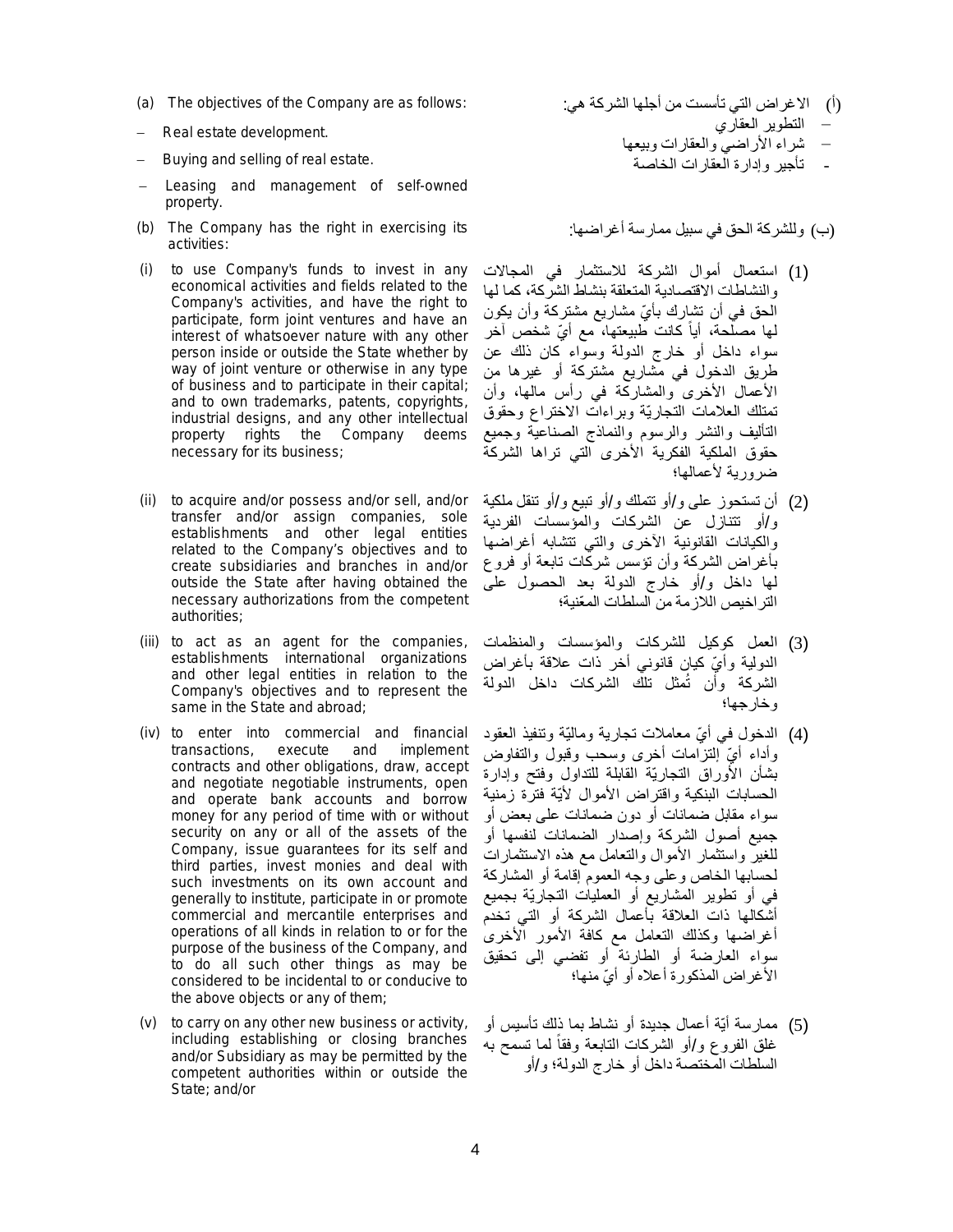(a) The objectives of the Company are as follows:

- Real estate development.
- Buying and selling of real estate.
- Leasing and management of self-owned property.

(b) The Company has the right in exercising its activities:

(i) to use Company's funds to invest in any economical activities and fields related to the Company's activities, and have the right to participate, form joint ventures and have an interest of whatsoever nature with any other person inside or outside the State whether by way of joint venture or otherwise in any type of business and to participate in their capital; and to own trademarks, patents, copyrights, industrial designs, and any other intellectual property rights the Company deems necessary for its business;

(ii) to acquire and/or possess and/or sell, and/or transfer and/or assign companies, sole establishments and other legal entities related to the Company's objectives and to create subsidiaries and branches in and/or outside the State after having obtained the necessary authorizations from the competent authorities;

(iii) to act as an agent for the companies, establishments international organizations and other legal entities in relation to the Company's objectives and to represent the same in the State and abroad;

(iv) to enter into commercial and financial transactions, execute and implement contracts and other obligations, draw, accept and negotiate negotiable instruments, open and operate bank accounts and borrow money for any period of time with or without security on any or all of the assets of the Company, issue guarantees for its self and third parties, invest monies and deal with such investments on its own account and generally to institute, participate in or promote commercial and mercantile enterprises and operations of all kinds in relation to or for the purpose of the business of the Company, and to do all such other things as may be considered to be incidental to or conducive to the above objects or any of them;

(v) to carry on any other new business or activity, including establishing or closing branches and/or Subsidiary as may be permitted by the competent authorities within or outside the State; and/or

(أ) الاغراض التي تأسست من أجلها الشركة هي:

- التطوير العقاري
- شراء الأراضي والعقارات وبيعها
- تأجير وإدارة العقارات الخاصة

(ب) وللشركة الحق في سبيل ممارسة أغراضها:

(1) استعمال أموال الشركة للاستثمار في المجالات والنشاطات الاقتصادية المتعلقة بنشاط الشركة، كما لها الحق في أن تشارك بأيّ مشاريع مشتركة وأن يكون لها مصلحة، أياً كانت طبيعتها، مع أيّ شخص آخر سواء داخل أو خارج الدولة وسواء كان ذلك عن طريق الدخول في مشاريع مشتركة أو غيرها من الأعمال الأخرى والمشاركة في رأس مالها، وأن تمتلك العلامات التجاريّة وبراءات الاختراع وحقوق التأليف والنشر والرسوم والنماذج الصناعية وجميع حقوق الملكية الفكرية الأخرى التي تراها الشركة ضرورية لأعمالها؛

(2) أن تستحوز على و/أو تتملك و/أو تبيع و/أو تنقل ملكية و/أو تتنازل عن الشركات والمؤسسات الفردية والكيانات القانونية الأخرى والتي تتشابه أغراضها بأغراض الشركة وأن تؤسس شركات تابعة أو فروع لها داخل و/أو خارج الدولة بعد الحصول على التراخيص اللازمة من السلطات المعّنية؛

(3) العمل كوكيل للشركات والمؤسسات والمنظمات الدولية وأيّ كيان قانوني أخر ذات علاقة بأغراض الشركة وأن تُمثل تلك الشركات داخل الدولة وخارجها؛

(4) الدخول في أيّ معاملات تجارية وماليّة وتنفيذ العقود وأداء أيّ إلتزامات أخرى وسحب وقبول والتفاوض بشأن الأوراق التجاريّة القابلة للتداول وفتح وإدارة الحسابات البنكية واقتراض الأموال لأيّة فترة زمنية سواء مقابل ضمانات أو دون ضمانات على بعض أو جميع أصول الشركة وإصدار الضمانات لنفسها أو للغير واستثمار الأموال والتعامل مع هذه الاستثمارات لحسابها الخاص وعلى وجه العموم إقامة أو المشاركة في أو تطوير المشاريع أو العمليات التجاريّة بجميع أشكالها ذات العلاقة بأعمال الشركة أو التي تخدم أغراضها وكذلك التعامل مع كافة الأمور الأخرى سواء العارضة أو الطارئة أو تفضي إلى تحقيق الأغراض المذكورة أعلاه أو أيّ منها؛

(5) ممارسة أيّة أعمال جديدة أو نشاط بما ذلك تأسيس أو غلق الفروع و/أو الشركات التابعة وفقاً لما تسمح به السلطات المختصة داخل أو خارج الدولة؛ و/أو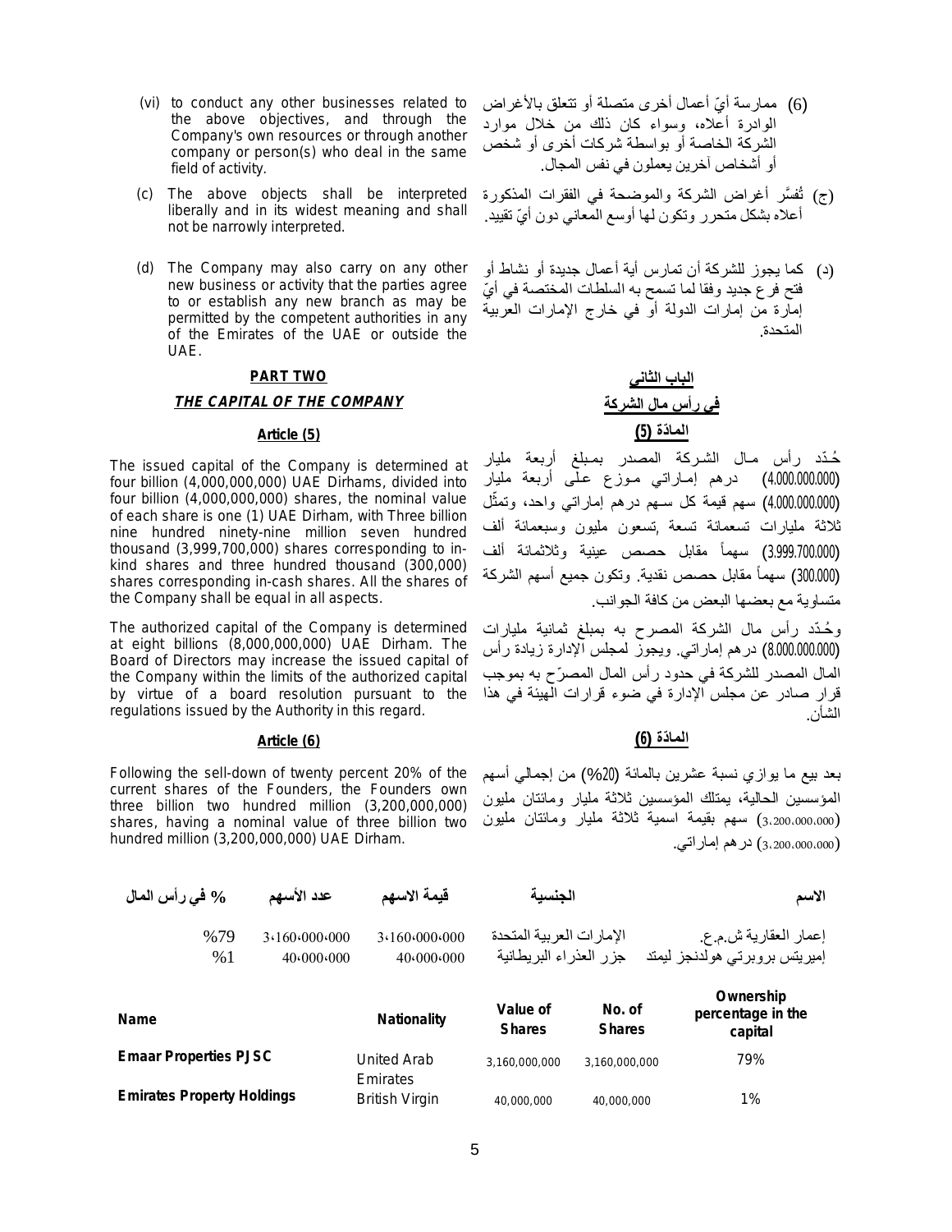(vi) to conduct any other businesses related to the above objectives, and through the Company's own resources or through another company or person(s) who deal in the same field of activity.

(6) ممارسة أيّ أعمال أخرى متصلة أو تتعلق بالأغراض الواردة أعلاه، وسواء كان ذلك من خلال موارد الشركة الخاصة أو بواسطة شركات أخرى أو شخص أو أشخاص آخرين يعملون في نفس المجال.

(c) The above objects shall be interpreted liberally and in its widest meaning and shall not be narrowly interpreted.

(ج) تُفسَّر أغراض الشركة والموضحة في الفقرات المذكورة أعلاه بشكل متحرر وتكون لها أوسع المعاني دون أيّ تقييد.

(d) The Company may also carry on any other new business or activity that the parties agree to or establish any new branch as may be permitted by the competent authorities in any of the Emirates of the UAE or outside the UAE.

(د) كما يجوز للشركة أن تمارس أية أعمال جديدة أو نشاط أو فتح فرع جديد وفقا لما تسمح به السلطات المختصة في أيّ إمارة من إمارات الدولة أو في خارج الإمارات العربية المتحدة.

## PART TWO

## *THE CAPITAL OF THE COMPANY*

## الباب الثاني

## في رأس مال الشركة

### Article (5)

### المادّة (5)

The issued capital of the Company is determined at four billion (4,000,000,000) UAE Dirhams, divided into four billion (4,000,000,000) shares, the nominal value of each share is one (1) UAE Dirham, with Three billion nine hundred ninety-nine million seven hundred thousand (3,999,700,000) shares corresponding to in-kind shares and three hundred thousand (300,000) shares corresponding in-cash shares. All the shares of the Company shall be equal in all aspects.

حُدّد رأس مال الشركة المصدر بمبلغ أربعة مليار (4.000.000.000) درهم إماراتي موزع على أربعة مليار (4.000.000.000) سهم قيمة كل سهم درهم إماراتي واحد، وتمثّل ثلاثة مليارات تسعمائة تسعة ,تسعون مليون وسبعمائة ألف (3.999.700.000) سهماً مقابل حصص عينية وثلاثمائة ألف (300.000) سهماً مقابل حصص نقدية. وتكون جميع أسهم الشركة متساوية مع بعضها البعض من كافة الجوانب.

The authorized capital of the Company is determined at eight billions (8,000,000,000) UAE Dirham. The Board of Directors may increase the issued capital of the Company within the limits of the authorized capital by virtue of a board resolution pursuant to the regulations issued by the Authority in this regard.

وحُدّد رأس مال الشركة المصرح به بمبلغ ثمانية مليارات (8.000.000.000) درهم إماراتي. ويجوز لمجلس الإدارة زيادة رأس المال المصدر للشركة في حدود رأس المال المصرّح به بموجب قرار صادر عن مجلس الإدارة في ضوء قرارات الهيئة في هذا الشأن.

### Article (6)

### المادّة (6)

Following the sell-down of twenty percent 20% of the current shares of the Founders, the Founders own three billion two hundred million (3,200,000,000) shares, having a nominal value of three billion two hundred million (3,200,000,000) UAE Dirham.

بعد بيع ما يوازي نسبة عشرين بالمائة (20%) من إجمالي أسهم المؤسسين الحالية، يمتلك المؤسسين ثلاثة مليار ومائتان مليون (3.200.000.000) سهم بقيمة اسمية ثلاثة مليار ومائتان مليون (3.200.000.000) درهم إماراتي.

| الاسم | الجنسية | قيمة الاسهم | عدد الأسهم | % في رأس المال |
|---|---|---|---|---|
| إعمار العقارية ش.م.ع. | الإمارات العربية المتحدة | 3،160،000،000 | 3،160،000،000 | %79 |
| إميريتس بروبرتي هولدنجز ليمتد | جزر العذراء البريطانية | 40،000،000 | 40،000،000 | %1 |

| Name | Nationality | Value of Shares | No. of Shares | Ownership percentage in the capital |
|---|---|---|---|---|
| **Emaar Properties PJSC** | United Arab Emirates | 3,160,000,000 | 3,160,000,000 | 79% |
| **Emirates Property Holdings** | British Virgin | 40,000,000 | 40,000,000 | 1% |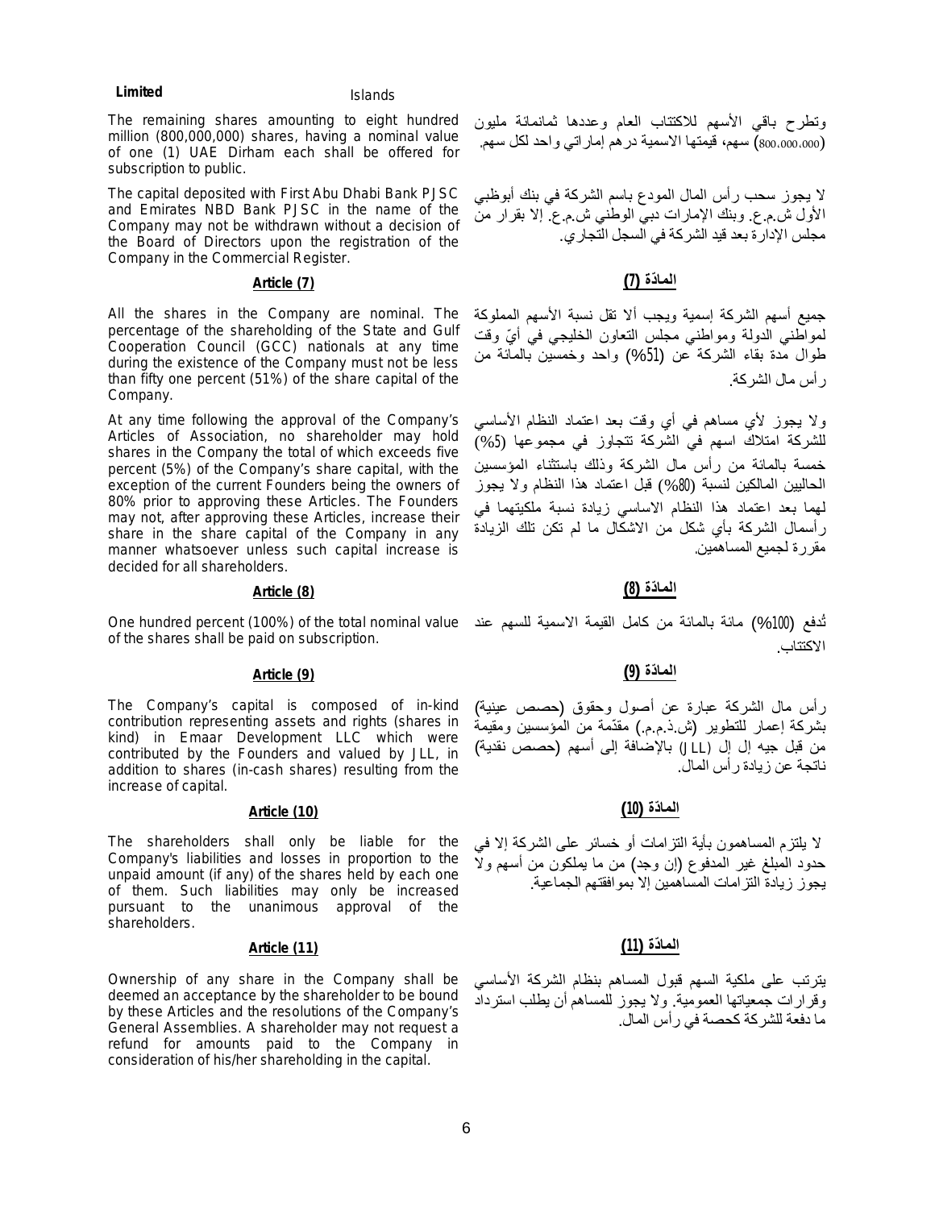The remaining shares amounting to eight hundred million (800,000,000) shares, having a nominal value of one (1) UAE Dirham each shall be offered for subscription to public.

وتطرح باقي الأسهم للاكتتاب العام وعددها ثمانمائة مليون (800.000.000) سهم، قيمتها الاسمية درهم إماراتي واحد لكل سهم.

The capital deposited with First Abu Dhabi Bank PJSC and Emirates NBD Bank PJSC in the name of the Company may not be withdrawn without a decision of the Board of Directors upon the registration of the Company in the Commercial Register.

لا يجوز سحب رأس المال المودع باسم الشركة في بنك أبوظبي الأول ش.م.ع. وبنك الإمارات دبي الوطني ش.م.ع. إلا بقرار من مجلس الإدارة بعد قيد الشركة في السجل التجاري.

## Article (7)

## المادّة (7)

All the shares in the Company are nominal. The percentage of the shareholding of the State and Gulf Cooperation Council (GCC) nationals at any time during the existence of the Company must not be less than fifty one percent (51%) of the share capital of the Company.

جميع أسهم الشركة إسمية ويجب ألا تقل نسبة الأسهم المملوكة لمواطني الدولة ومواطني مجلس التعاون الخليجي في أيّ وقت طوال مدة بقاء الشركة عن (51%) واحد وخمسين بالمائة من رأس مال الشركة.

At any time following the approval of the Company's Articles of Association, no shareholder may hold shares in the Company the total of which exceeds five percent (5%) of the Company's share capital, with the exception of the current Founders being the owners of 80% prior to approving these Articles. The Founders may not, after approving these Articles, increase their share in the share capital of the Company in any manner whatsoever unless such capital increase is decided for all shareholders.

ولا يجوز لأي مساهم في أي وقت بعد اعتماد النظام الأساسي للشركة امتلاك اسهم في الشركة تتجاوز في مجموعها (5%) خمسة بالمائة من رأس مال الشركة وذلك باستثناء المؤسسين الحاليين المالكين لنسبة (80%) قبل اعتماد هذا النظام ولا يجوز لهما بعد اعتماد هذا النظام الاساسي زيادة نسبة ملكيتهما في رأسمال الشركة بأي شكل من الاشكال ما لم تكن تلك الزيادة مقررة لجميع المساهمين.

## Article (8)

## المادّة (8)

One hundred percent (100%) of the total nominal value of the shares shall be paid on subscription.

تُدفع (100%) مائة بالمائة من كامل القيمة الاسمية للسهم عند الاكتتاب.

## Article (9)

## المادّة (9)

The Company's capital is composed of in-kind contribution representing assets and rights (shares in kind) in Emaar Development LLC which were contributed by the Founders and valued by JLL, in addition to shares (in-cash shares) resulting from the increase of capital.

رأس مال الشركة عبارة عن أصول وحقوق (حصص عينية) بشركة إعمار للتطوير (ش.ذ.م.م.) مقدّمة من المؤسسين ومقيمة من قبل جيه إل إل (JLL) بالإضافة إلى أسهم (حصص نقدية) ناتجة عن زيادة رأس المال.

## Article (10)

## المادّة (10)

The shareholders shall only be liable for the Company's liabilities and losses in proportion to the unpaid amount (if any) of the shares held by each one of them. Such liabilities may only be increased pursuant to the unanimous approval of the shareholders.

لا يلتزم المساهمون بأية التزامات أو خسائر على الشركة إلا في حدود المبلغ غير المدفوع (إن وجد) من ما يملكون من أسهم ولا يجوز زيادة التزامات المساهمين إلا بموافقتهم الجماعية.

## Article (11)

## المادّة (11)

Ownership of any share in the Company shall be deemed an acceptance by the shareholder to be bound by these Articles and the resolutions of the Company's General Assemblies. A shareholder may not request a refund for amounts paid to the Company in consideration of his/her shareholding in the capital.

يترتب على ملكية السهم قبول المساهم بنظام الشركة الأساسي وقرارات جمعياتها العمومية. ولا يجوز للمساهم أن يطلب استرداد ما دفعة للشركة كحصة في رأس المال.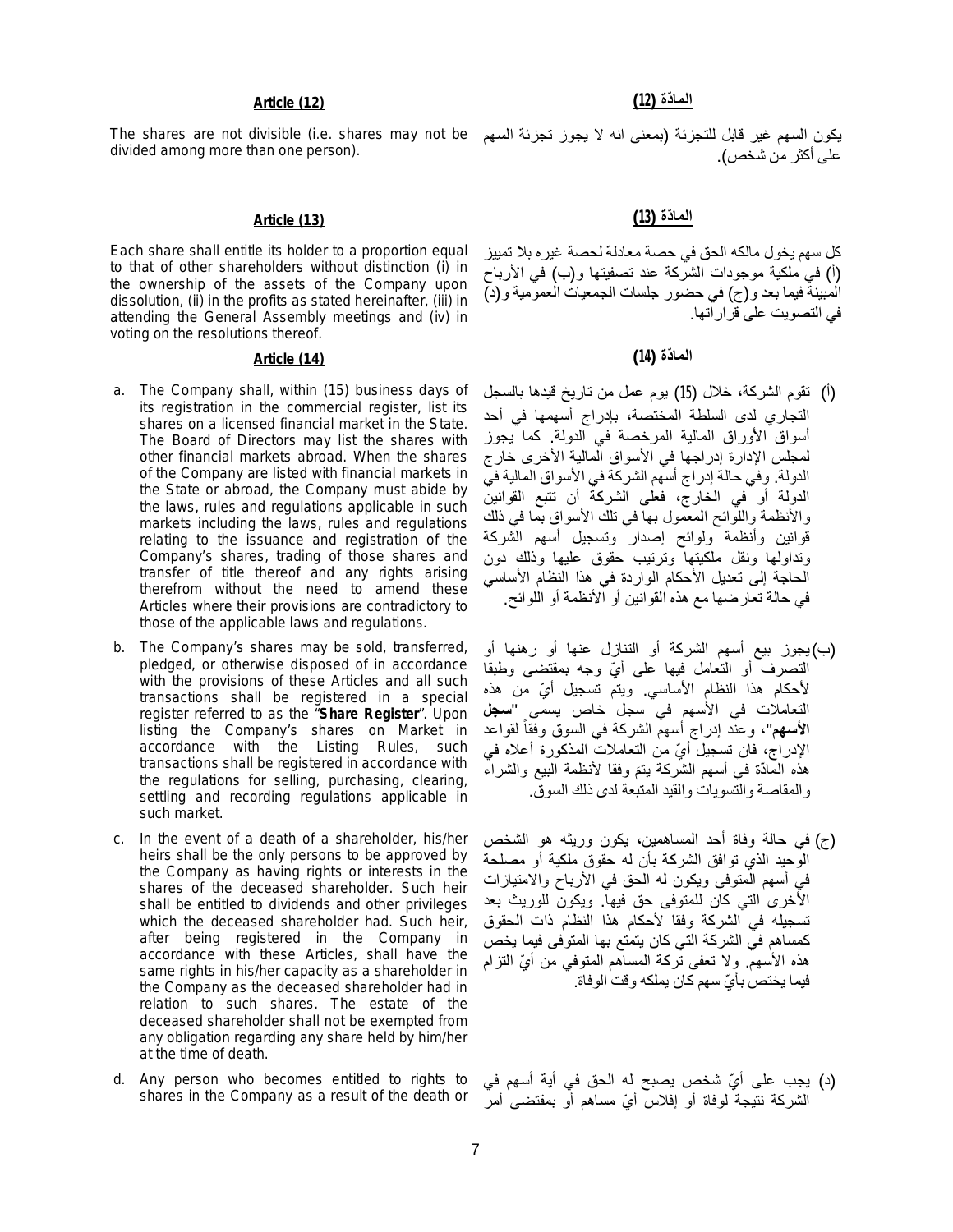## Article (12)

The shares are not divisible (i.e. shares may not be divided among more than one person).

## المادّة (12)

يكون السهم غير قابل للتجزئة (بمعنى انه لا يجوز تجزئة السهم على أكثر من شخص).

## Article (13)

Each share shall entitle its holder to a proportion equal to that of other shareholders without distinction (i) in the ownership of the assets of the Company upon dissolution, (ii) in the profits as stated hereinafter, (iii) in attending the General Assembly meetings and (iv) in voting on the resolutions thereof.

## المادّة (13)

كل سهم يخول مالكه الحق في حصة معادلة لحصة غيره بلا تمييز (أ) في ملكية موجودات الشركة عند تصفيتها و(ب) في الأرباح المبينة فيما بعد و(ج) في حضور جلسات الجمعيات العمومية و(د) في التصويت على قراراتها.

## Article (14)

a. The Company shall, within (15) business days of its registration in the commercial register, list its shares on a licensed financial market in the State. The Board of Directors may list the shares with other financial markets abroad. When the shares of the Company are listed with financial markets in the State or abroad, the Company must abide by the laws, rules and regulations applicable in such markets including the laws, rules and regulations relating to the issuance and registration of the Company's shares, trading of those shares and transfer of title thereof and any rights arising therefrom without the need to amend these Articles where their provisions are contradictory to those of the applicable laws and regulations.

b. The Company's shares may be sold, transferred, pledged, or otherwise disposed of in accordance with the provisions of these Articles and all such transactions shall be registered in a special register referred to as the "**Share Register**". Upon listing the Company's shares on Market in accordance with the Listing Rules, such transactions shall be registered in accordance with the regulations for selling, purchasing, clearing, settling and recording regulations applicable in such market.

c. In the event of a death of a shareholder, his/her heirs shall be the only persons to be approved by the Company as having rights or interests in the shares of the deceased shareholder. Such heir shall be entitled to dividends and other privileges which the deceased shareholder had. Such heir, after being registered in the Company in accordance with these Articles, shall have the same rights in his/her capacity as a shareholder in the Company as the deceased shareholder had in relation to such shares. The estate of the deceased shareholder shall not be exempted from any obligation regarding any share held by him/her at the time of death.

d. Any person who becomes entitled to rights to shares in the Company as a result of the death or

## المادّة (14)

(أ) تقوم الشركة، خلال (15) يوم عمل من تاريخ قيدها بالسجل التجاري لدى السلطة المختصة، بإدراج أسهمها في أحد أسواق الأوراق المالية المرخصة في الدولة. كما يجوز لمجلس الإدارة إدراجها في الأسواق المالية الأخرى خارج الدولة. وفي حالة إدراج أسهم الشركة في الأسواق المالية في الدولة أو في الخارج، فعلى الشركة أن تتبع القوانين والأنظمة واللوائح المعمول بها في تلك الأسواق بما في ذلك قوانين وأنظمة ولوائح إصدار وتسجيل أسهم الشركة وتداولها ونقل ملكيتها وترتيب حقوق عليها وذلك دون الحاجة إلى تعديل الأحكام الواردة في هذا النظام الأساسي في حالة تعارضها مع هذه القوانين أو الأنظمة أو اللوائح.

(ب) يجوز بيع أسهم الشركة أو التنازل عنها أو رهنها أو التصرف أو التعامل فيها على أيّ وجه بمقتضى وطبقا لأحكام هذا النظام الأساسي. ويتم تسجيل أيّ من هذه التعاملات في الأسهم في سجل خاص يسمى "**سجل الأسهم**"، وعند إدراج أسهم الشركة في السوق وفقاً لقواعد الإدراج، فان تسجيل أيّ من التعاملات المذكورة أعلاه في هذه المادّة في أسهم الشركة يتمّ وفقا لأنظمة البيع والشراء والمقاصة والتسويات والقيد المتبعة لدى ذلك السوق.

(ج) في حالة وفاة أحد المساهمين، يكون وريثه هو الشخص الوحيد الذي توافق الشركة بأن له حقوق ملكية أو مصلحة في أسهم المتوفى ويكون له الحق في الأرباح والامتيازات الأخرى التي كان للمتوفى حق فيها. ويكون للوريث بعد تسجيله في الشركة وفقا لأحكام هذا النظام ذات الحقوق كمساهم في الشركة التي كان يتمتع بها المتوفى فيما يخص هذه الأسهم. ولا تعفى تركة المساهم المتوفي من أيّ التزام فيما يختص بأيّ سهم كان يملكه وقت الوفاة.

(د) يجب على أيّ شخص يصبح له الحق في أية أسهم في الشركة نتيجة لوفاة أو إفلاس أيّ مساهم أو بمقتضى أمر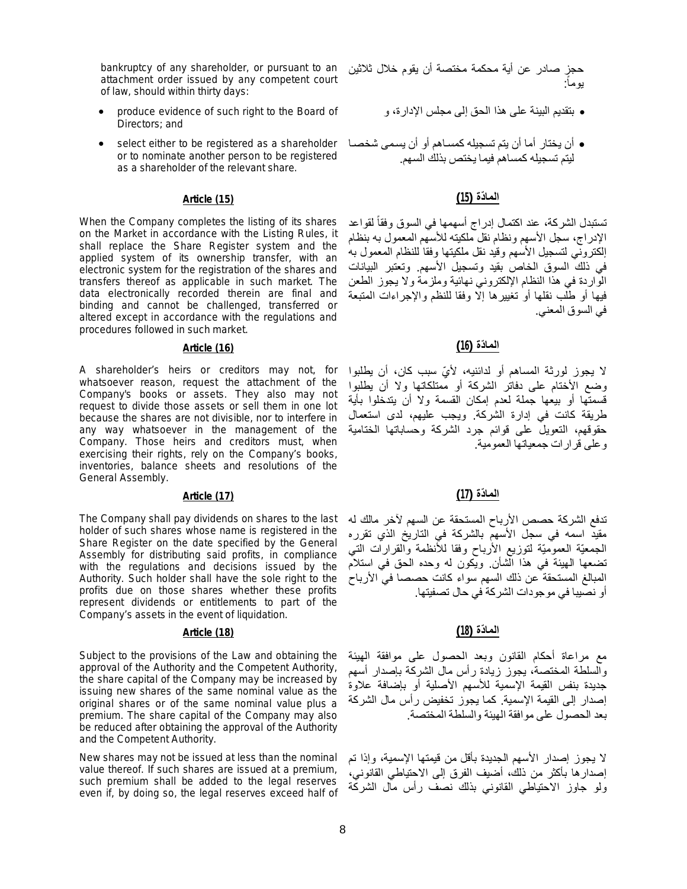bankruptcy of any shareholder, or pursuant to an attachment order issued by any competent court of law, should within thirty days:

- produce evidence of such right to the Board of Directors; and
- select either to be registered as a shareholder or to nominate another person to be registered as a shareholder of the relevant share.

حجز صادر عن أية محكمة مختصة أن يقوم خلال ثلاثين يوماً:

- بتقديم البينة على هذا الحق إلى مجلس الإدارة، و
- أن يختار أما أن يتم تسجيله كمساهم أو أن يسمى شخصا ليتم تسجيله كمساهم فيما يختص بذلك السهم.

## Article (15)

When the Company completes the listing of its shares on the Market in accordance with the Listing Rules, it shall replace the Share Register system and the applied system of its ownership transfer, with an electronic system for the registration of the shares and transfers thereof as applicable in such market. The data electronically recorded therein are final and binding and cannot be challenged, transferred or altered except in accordance with the regulations and procedures followed in such market.

## المادّة (15)

تستبدل الشركة، عند اكتمال إدراج أسهمها في السوق وفقاً لقواعد الإدراج، سجل الأسهم ونظام نقل ملكيته للأسهم المعمول به بنظام إلكتروني لتسجيل الأسهم وقيد نقل ملكيتها وفقا للنظام المعمول به في ذلك السوق الخاص بقيد وتسجيل الأسهم. وتعتبر البيانات الواردة في هذا النظام الإلكتروني نهائية وملزمة ولا يجوز الطعن فيها أو طلب نقلها أو تغييرها إلا وفقا للنظم والإجراءات المتبعة في السوق المعني.

## Article (16)

A shareholder's heirs or creditors may not, for whatsoever reason, request the attachment of the Company's books or assets. They also may not request to divide those assets or sell them in one lot because the shares are not divisible, nor to interfere in any way whatsoever in the management of the Company. Those heirs and creditors must, when exercising their rights, rely on the Company's books, inventories, balance sheets and resolutions of the General Assembly.

## المادّة (16)

لا يجوز لورثة المساهم أو لدائنيه، لأيّ سبب كان، أن يطلبوا وضع الأختام على دفاتر الشركة أو ممتلكاتها ولا أن يطلبوا قسمتها أو بيعها جملة لعدم إمكان القسمة ولا أن يتدخلوا بأية طريقة كانت في إدارة الشركة. ويجب عليهم، لدى استعمال حقوقهم، التعويل على قوائم جرد الشركة وحساباتها الختامية وعلى قرارات جمعياتها العمومية.

## Article (17)

The Company shall pay dividends on shares to the last holder of such shares whose name is registered in the Share Register on the date specified by the General Assembly for distributing said profits, in compliance with the regulations and decisions issued by the Authority. Such holder shall have the sole right to the profits due on those shares whether these profits represent dividends or entitlements to part of the Company's assets in the event of liquidation.

## المادّة (17)

تدفع الشركة حصص الأرباح المستحقة عن السهم لآخر مالك له مقيد اسمه في سجل الأسهم بالشركة في التاريخ الذي تقرره الجمعيّة العموميّة لتوزيع الأرباح وفقا للأنظمة والقرارات التي تضعها الهيئة في هذا الشأن. ويكون له وحده الحق في استلام المبالغ المستحقة عن ذلك السهم سواء كانت حصصا في الأرباح أو نصيبا في موجودات الشركة في حال تصفيتها.

## Article (18)

Subject to the provisions of the Law and obtaining the approval of the Authority and the Competent Authority, the share capital of the Company may be increased by issuing new shares of the same nominal value as the original shares or of the same nominal value plus a premium. The share capital of the Company may also be reduced after obtaining the approval of the Authority and the Competent Authority.

New shares may not be issued at less than the nominal value thereof. If such shares are issued at a premium, such premium shall be added to the legal reserves even if, by doing so, the legal reserves exceed half of

## المادّة (18)

مع مراعاة أحكام القانون وبعد الحصول على موافقة الهيئة والسلطة المختصة، يجوز زيادة رأس مال الشركة بإصدار أسهم جديدة بنفس القيمة الإسمية للأسهم الأصلية أو بإضافة علاوة إصدار إلى القيمة الإسمية. كما يجوز تخفيض رأس مال الشركة بعد الحصول على موافقة الهيئة والسلطة المختصة.

لا يجوز إصدار الأسهم الجديدة بأقل من قيمتها الإسمية، وإذا تم إصدارها بأكثر من ذلك، أضيف الفرق إلى الاحتياطي القانوني، ولو جاوز الاحتياطي القانوني بذلك نصف رأس مال الشركة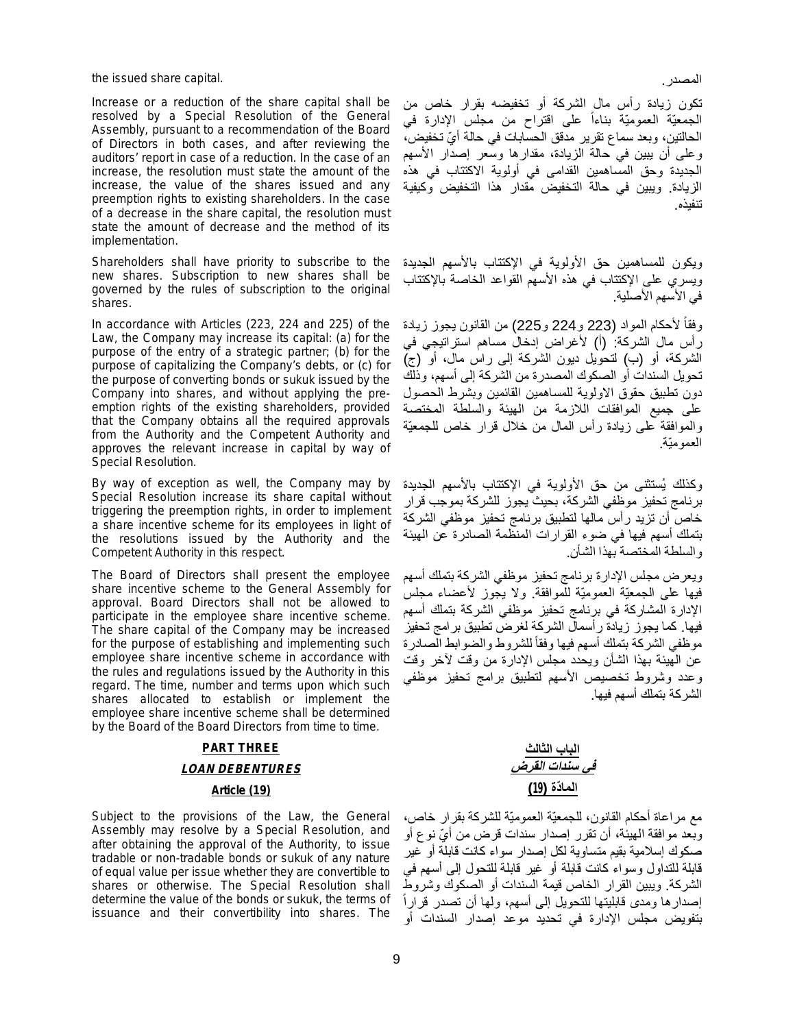the issued share capital.

المصدر.

Increase or a reduction of the share capital shall be resolved by a Special Resolution of the General Assembly, pursuant to a recommendation of the Board of Directors in both cases, and after reviewing the auditors' report in case of a reduction. In the case of an increase, the resolution must state the amount of the increase, the value of the shares issued and any preemption rights to existing shareholders. In the case of a decrease in the share capital, the resolution must state the amount of decrease and the method of its implementation.

تكون زيادة رأس مال الشركة أو تخفيضه بقرار خاص من الجمعيّة العموميّة بناءاً على اقتراح من مجلس الإدارة في الحالتين، وبعد سماع تقرير مدقق الحسابات في حالة أيّ تخفيض، وعلى أن يبين في حالة الزيادة، مقدارها وسعر إصدار الأسهم الجديدة وحق المساهمين القدامى في أولوية الاكتتاب في هذه الزيادة. ويبين في حالة التخفيض مقدار هذا التخفيض وكيفية تنفيذه.

Shareholders shall have priority to subscribe to the new shares. Subscription to new shares shall be governed by the rules of subscription to the original shares.

ويكون للمساهمين حق الأولوية في الإكتتاب بالأسهم الجديدة ويسري على الإكتتاب في هذه الأسهم القواعد الخاصة بالإكتتاب في الأسهم الأصلية.

In accordance with Articles (223, 224 and 225) of the Law, the Company may increase its capital: (a) for the purpose of the entry of a strategic partner; (b) for the purpose of capitalizing the Company's debts, or (c) for the purpose of converting bonds or sukuk issued by the Company into shares, and without applying the pre-emption rights of the existing shareholders, provided that the Company obtains all the required approvals from the Authority and the Competent Authority and approves the relevant increase in capital by way of Special Resolution.

وفقاً لأحكام المواد (223 و224 و225) من القانون يجوز زيادة رأس مال الشركة: (أ) لأغراض إدخال مساهم استراتيجي في الشركة، أو (ب) لتحويل ديون الشركة إلى راس مال، أو (ج) تحويل السندات أو الصكوك المصدرة من الشركة إلى أسهم، وذلك دون تطبيق حقوق الاولوية للمساهمين القائمين وبشرط الحصول على جميع الموافقات اللازمة من الهيئة والسلطة المختصة والموافقة على زيادة رأس المال من خلال قرار خاص للجمعيّة العموميّة.

By way of exception as well, the Company may by Special Resolution increase its share capital without triggering the preemption rights, in order to implement a share incentive scheme for its employees in light of the resolutions issued by the Authority and the Competent Authority in this respect.

وكذلك يُستثنى من حق الأولوية في الإكتتاب بالأسهم الجديدة برنامج تحفيز موظفي الشركة، بحيث يجوز للشركة بموجب قرار خاص أن تزيد رأس مالها لتطبيق برنامج تحفيز موظفي الشركة بتملك أسهم فيها في ضوء القرارات المنظمة الصادرة عن الهيئة والسلطة المختصة بهذا الشأن.

The Board of Directors shall present the employee share incentive scheme to the General Assembly for approval. Board Directors shall not be allowed to participate in the employee share incentive scheme. The share capital of the Company may be increased for the purpose of establishing and implementing such employee share incentive scheme in accordance with the rules and regulations issued by the Authority in this regard. The time, number and terms upon which such shares allocated to establish or implement the employee share incentive scheme shall be determined by the Board of the Board Directors from time to time.

ويعرض مجلس الإدارة برنامج تحفيز موظفي الشركة بتملك أسهم فيها على الجمعيّة العموميّة للموافقة. ولا يجوز لأعضاء مجلس الإدارة المشاركة في برنامج تحفيز موظفي الشركة بتملك أسهم فيها. كما يجوز زيادة رأسمال الشركة لغرض تطبيق برامج تحفيز موظفي الشركة بتملك أسهم فيها وفقاً للشروط والضوابط الصادرة عن الهيئة بهذا الشأن ويحدد مجلس الإدارة من وقت لآخر وقت وعدد وشروط تخصيص الأسهم لتطبيق برامج تحفيز موظفي الشركة بتملك أسهم فيها.

## PART THREE

## *LOAN DEBENTURES*

### Article (19)

## الباب الثالث

## *في سندات القرض*

### المادّة (19)

Subject to the provisions of the Law, the General Assembly may resolve by a Special Resolution, and after obtaining the approval of the Authority, to issue tradable or non-tradable bonds or sukuk of any nature of equal value per issue whether they are convertible to shares or otherwise. The Special Resolution shall determine the value of the bonds or sukuk, the terms of issuance and their convertibility into shares. The

مع مراعاة أحكام القانون، للجمعيّة العموميّة للشركة بقرار خاص، وبعد موافقة الهيئة، أن تقرر إصدار سندات قرض من أيّ نوع أو صكوك إسلامية بقيم متساوية لكل إصدار سواء كانت قابلة أو غير قابلة للتداول وسواء كانت قابلة أو غير قابلة للتحول إلى أسهم في الشركة. ويبين القرار الخاص قيمة السندات أو الصكوك وشروط إصدارها ومدى قابليتها للتحويل إلى أسهم، ولها أن تصدر قراراً بتفويض مجلس الإدارة في تحديد موعد إصدار السندات أو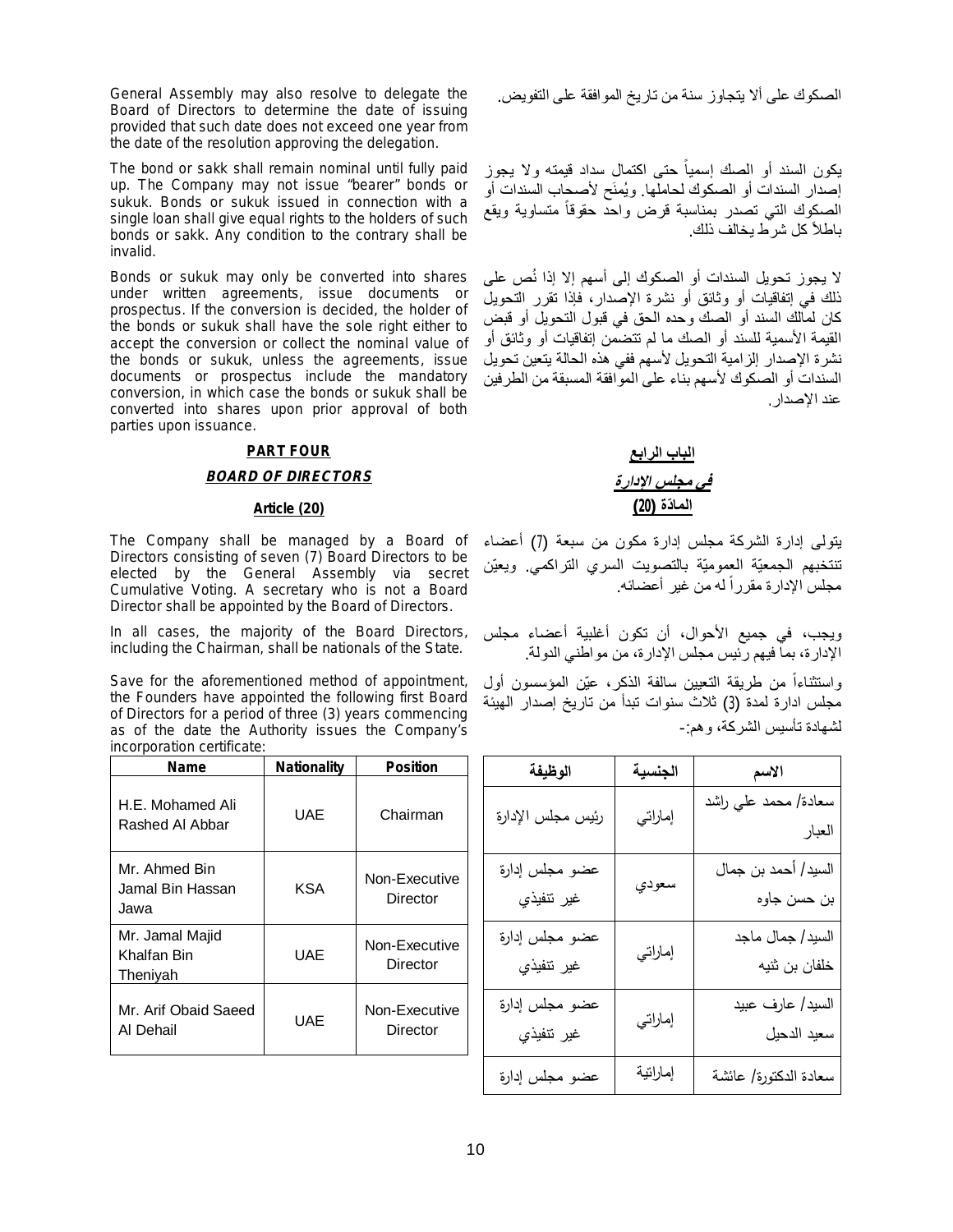General Assembly may also resolve to delegate the Board of Directors to determine the date of issuing provided that such date does not exceed one year from the date of the resolution approving the delegation.

الصكوك على ألا يتجاوز سنة من تاريخ الموافقة على التفويض.

The bond or sakk shall remain nominal until fully paid up. The Company may not issue "bearer" bonds or sukuk. Bonds or sukuk issued in connection with a single loan shall give equal rights to the holders of such bonds or sakk. Any condition to the contrary shall be invalid.

يكون السند أو الصك إسمياً حتى اكتمال سداد قيمته ولا يجوز إصدار السندات أو الصكوك لحاملها. ويُمنَح لأصحاب السندات أو الصكوك التي تصدر بمناسبة قرض واحد حقوقاً متساوية ويقع باطلاً كل شرط يخالف ذلك.

Bonds or sukuk may only be converted into shares under written agreements, issue documents or prospectus. If the conversion is decided, the holder of the bonds or sukuk shall have the sole right either to accept the conversion or collect the nominal value of the bonds or sukuk, unless the agreements, issue documents or prospectus include the mandatory conversion, in which case the bonds or sukuk shall be converted into shares upon prior approval of both parties upon issuance.

لا يجوز تحويل السندات أو الصكوك إلى أسهم إلا إذا نُص على ذلك في إتفاقيات أو وثائق أو نشرة الإصدار، فإذا تقرر التحويل كان لمالك السند أو الصك وحده الحق في قبول التحويل أو قبض القيمة الأسمية للسند أو الصك ما لم تتضمن إتفاقيات أو وثائق أو نشرة الإصدار إلزامية التحويل لأسهم ففي هذه الحالة يتعين تحويل السندات أو الصكوك لأسهم بناء على الموافقة المسبقة من الطرفين عند الإصدار.

## PART FOUR

## *BOARD OF DIRECTORS*

### Article (20)

## الباب الرابع

## *في مجلس الإدارة*

### المادّة (20)

The Company shall be managed by a Board of Directors consisting of seven (7) Board Directors to be elected by the General Assembly via secret Cumulative Voting. A secretary who is not a Board Director shall be appointed by the Board of Directors.

يتولى إدارة الشركة مجلس إدارة مكون من سبعة (7) أعضاء تنتخبهم الجمعيّة العموميّة بالتصويت السري التراكمي. ويعيّن مجلس الإدارة مقرراً له من غير أعضائه.

In all cases, the majority of the Board Directors, including the Chairman, shall be nationals of the State.

ويجب، في جميع الأحوال، أن تكون أغلبية أعضاء مجلس الإدارة، بما فيهم رئيس مجلس الإدارة، من مواطني الدولة.

Save for the aforementioned method of appointment, the Founders have appointed the following first Board of Directors for a period of three (3) years commencing as of the date the Authority issues the Company's incorporation certificate:

واستثناءاً من طريقة التعيين سالفة الذكر، عيّن المؤسسون أول مجلس ادارة لمدة (3) ثلاث سنوات تبدأ من تاريخ إصدار الهيئة لشهادة تأسيس الشركة، وهم:-

| Name | Nationality | Position |
|---|---|---|
| H.E. Mohamed Ali Rashed Al Abbar | UAE | Chairman |
| Mr. Ahmed Bin Jamal Bin Hassan Jawa | KSA | Non-Executive Director |
| Mr. Jamal Majid Khalfan Bin Theniyah | UAE | Non-Executive Director |
| Mr. Arif Obaid Saeed Al Dehail | UAE | Non-Executive Director |

| الوظيفة | الجنسية | الاسم |
|---|---|---|
| رئيس مجلس الإدارة | إماراتي | سعادة/ محمد علي راشد العبار |
| عضو مجلس إدارة غير تنفيذي | سعودي | السيد/ أحمد بن جمال بن حسن جاوه |
| عضو مجلس إدارة غير تنفيذي | إماراتي | السيد/ جمال ماجد خلفان بن ثنيه |
| عضو مجلس إدارة غير تنفيذي | إماراتي | السيد/ عارف عبيد سعيد الدحيل |
| عضو مجلس إدارة | إماراتية | سعادة الدكتورة/ عائشة |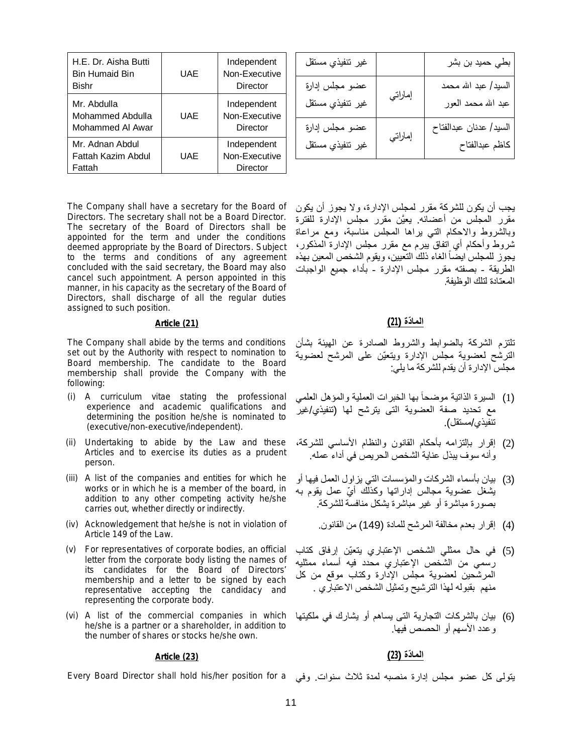| H.E. Dr. Aisha Butti Bin Humaid Bin Bishr | UAE | Independent Non-Executive Director |
|---|---|---|
| Mr. Abdulla Mohammed Abdulla Mohammed Al Awar | UAE | Independent Non-Executive Director |
| Mr. Adnan Abdul Fattah Kazim Abdul Fattah | UAE | Independent Non-Executive Director |

| بطي حميد بن بشر | | غير تنفيذي مستقل |
|---|---|---|
| السيد/ عبد الله محمد عبد الله محمد العور | إماراتي | عضو مجلس إدارة غير تنفيذي مستقل |
| السيد/ عدنان عبدالفتاح كاظم عبدالفتاح | إماراتي | عضو مجلس إدارة غير تنفيذي مستقل |

The Company shall have a secretary for the Board of Directors. The secretary shall not be a Board Director. The secretary of the Board of Directors shall be appointed for the term and under the conditions deemed appropriate by the Board of Directors. Subject to the terms and conditions of any agreement concluded with the said secretary, the Board may also cancel such appointment. A person appointed in this manner, in his capacity as the secretary of the Board of Directors, shall discharge of all the regular duties assigned to such position.

يجب أن يكون للشركة مقرر لمجلس الإدارة، ولا يجوز أن يكون مقرر المجلس من أعضائه. يعيَّن مقرر مجلس الإدارة للفترة وبالشروط والاحكام التي يراها المجلس مناسبة، ومع مراعاة شروط وأحكام أي اتفاق يبرم مع مقرر مجلس الإدارة المذكور، يجوز للمجلس أيضاً الغاء ذلك التعيين، ويقوم الشخص المعين بهذه الطريقة - بصفته مقرر مجلس الإدارة - بأداء جميع الواجبات المعتادة لتلك الوظيفة.

## Article (21)

## المادّة (21)

The Company shall abide by the terms and conditions set out by the Authority with respect to nomination to Board membership. The candidate to the Board membership shall provide the Company with the following:

(i) A curriculum vitae stating the professional experience and academic qualifications and determining the position he/she is nominated to (executive/non-executive/independent).

(ii) Undertaking to abide by the Law and these Articles and to exercise its duties as a prudent person.

(iii) A list of the companies and entities for which he works or in which he is a member of the board, in addition to any other competing activity he/she carries out, whether directly or indirectly.

(iv) Acknowledgement that he/she is not in violation of Article 149 of the Law.

(v) For representatives of corporate bodies, an official letter from the corporate body listing the names of its candidates for the Board of Directors' membership and a letter to be signed by each representative accepting the candidacy and representing the corporate body.

(vi) A list of the commercial companies in which he/she is a partner or a shareholder, in addition to the number of shares or stocks he/she own.

تلتزم الشركة بالضوابط والشروط الصادرة عن الهيئة بشأن الترشح لعضوية مجلس الإدارة ويتعيّن على المرشح لعضوية مجلس الإدارة أن يقدم للشركة ما يلي:

(1) السيرة الذاتية موضحاً بها الخبرات العملية والمؤهل العلمي مع تحديد صفة العضوية التى يترشح لها (تنفيذي/غير تنفيذي/مستقل).

(2) إقرار بإلتزامه بأحكام القانون والنظام الأساسي للشركة، وأنه سوف يبذل عناية الشخص الحريص في أداء عمله.

(3) بيان بأسماء الشركات والمؤسسات التي يزاول العمل فيها أو يشغل عضوية مجالس إداراتها وكذلك أيّ عمل يقوم به بصورة مباشرة أو غير مباشرة يشكل منافسة للشركة.

(4) إقرار بعدم مخالفة المرشح للمادة (149) من القانون.

(5) في حال ممثلي الشخص الإعتباري يتعيّن إرفاق كتاب رسمي من الشخص الإعتباري محدد فيه أسماء ممثليه المرشحين لعضوية مجلس الإدارة وكتاب موقع من كل منهم بقبوله لهذا الترشيح وتمثيل الشخص الاعتباري .

(6) بيان بالشركات التجارية التى يساهم أو يشارك في ملكيتها وعدد الأسهم أو الحصص فيها.

## Article (23)

## المادّة (23)

Every Board Director shall hold his/her position for a

يتولى كل عضو مجلس إدارة منصبه لمدة ثلاث سنوات. وفي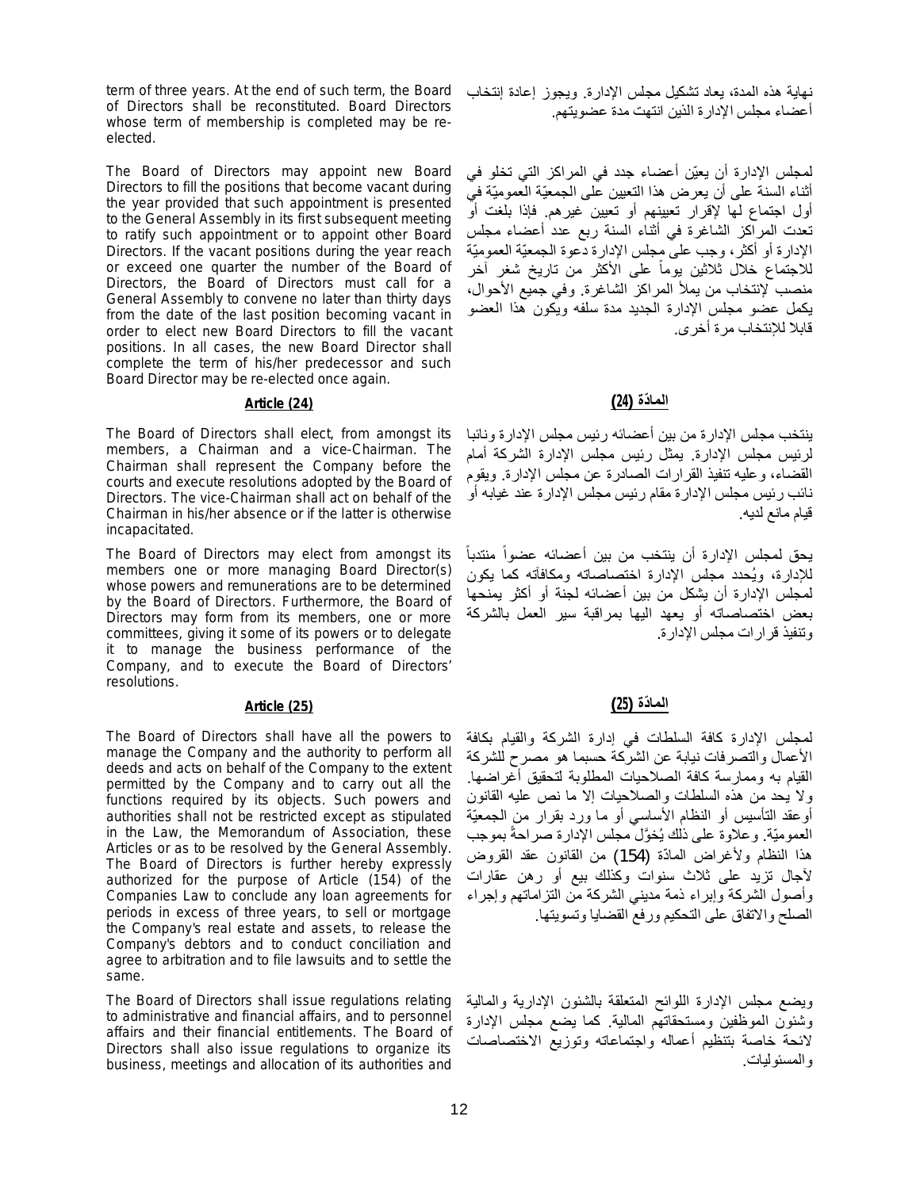term of three years. At the end of such term, the Board of Directors shall be reconstituted. Board Directors whose term of membership is completed may be re-elected.

The Board of Directors may appoint new Board Directors to fill the positions that become vacant during the year provided that such appointment is presented to the General Assembly in its first subsequent meeting to ratify such appointment or to appoint other Board Directors. If the vacant positions during the year reach or exceed one quarter the number of the Board of Directors, the Board of Directors must call for a General Assembly to convene no later than thirty days from the date of the last position becoming vacant in order to elect new Board Directors to fill the vacant positions. In all cases, the new Board Director shall complete the term of his/her predecessor and such Board Director may be re-elected once again.

**Article (24)**

The Board of Directors shall elect, from amongst its members, a Chairman and a vice-Chairman. The Chairman shall represent the Company before the courts and execute resolutions adopted by the Board of Directors. The vice-Chairman shall act on behalf of the Chairman in his/her absence or if the latter is otherwise incapacitated.

The Board of Directors may elect from amongst its members one or more managing Board Director(s) whose powers and remunerations are to be determined by the Board of Directors. Furthermore, the Board of Directors may form from its members, one or more committees, giving it some of its powers or to delegate it to manage the business performance of the Company, and to execute the Board of Directors' resolutions.

**Article (25)**

The Board of Directors shall have all the powers to manage the Company and the authority to perform all deeds and acts on behalf of the Company to the extent permitted by the Company and to carry out all the functions required by its objects. Such powers and authorities shall not be restricted except as stipulated in the Law, the Memorandum of Association, these Articles or as to be resolved by the General Assembly. The Board of Directors is further hereby expressly authorized for the purpose of Article (154) of the Companies Law to conclude any loan agreements for periods in excess of three years, to sell or mortgage the Company's real estate and assets, to release the Company's debtors and to conduct conciliation and agree to arbitration and to file lawsuits and to settle the same.

The Board of Directors shall issue regulations relating to administrative and financial affairs, and to personnel affairs and their financial entitlements. The Board of Directors shall also issue regulations to organize its business, meetings and allocation of its authorities and

نهاية هذه المدة، يعاد تشكيل مجلس الإدارة. ويجوز إعادة إنتخاب أعضاء مجلس الإدارة الذين انتهت مدة عضويتهم.

لمجلس الإدارة أن يعيّن أعضاء جدد في المراكز التي تخلو في أثناء السنة على أن يعرض هذا التعيين على الجمعيّة العموميّة في أول اجتماع لها لإقرار تعيينهم أو تعيين غيرهم. فإذا بلغت أو تعدت المراكز الشاغرة في أثناء السنة ربع عدد أعضاء مجلس الإدارة أو أكثر، وجب على مجلس الإدارة دعوة الجمعيّة العموميّة للاجتماع خلال ثلاثين يوماً على الأكثر من تاريخ شغر آخر منصب لإنتخاب من يملأ المراكز الشاغرة. وفي جميع الأحوال، يكمل عضو مجلس الإدارة الجديد مدة سلفه ويكون هذا العضو قابلا للإنتخاب مرة أخرى.

**المادّة (24)**

ينتخب مجلس الإدارة من بين أعضائه رئيس مجلس الإدارة ونائبا لرئيس مجلس الإدارة. يمثل رئيس مجلس الإدارة الشركة أمام القضاء، وعليه تنفيذ القرارات الصادرة عن مجلس الإدارة. ويقوم نائب رئيس مجلس الإدارة مقام رئيس مجلس الإدارة عند غيابه أو قيام مانع لديه.

يحق لمجلس الإدارة أن ينتخب من بين أعضائه عضواً منتدباً للإدارة، ويُحدد مجلس الإدارة اختصاصاته ومكافأته كما يكون لمجلس الإدارة أن يشكل من بين أعضائه لجنة أو أكثر يمنحها بعض اختصاصاته أو يعهد اليها بمراقبة سير العمل بالشركة وتنفيذ قرارات مجلس الإدارة.

**المادّة (25)**

لمجلس الإدارة كافة السلطات في إدارة الشركة والقيام بكافة الأعمال والتصرفات نيابة عن الشركة حسبما هو مصرح للشركة القيام به وممارسة كافة الصلاحيات المطلوبة لتحقيق أغراضها. ولا يحد من هذه السلطات والصلاحيات إلا ما نص عليه القانون أوعقد التأسيس أو النظام الأساسي أو ما ورد بقرار من الجمعيّة العموميّة. وعلاوة على ذلك يُخوَّل مجلس الإدارة صراحةً بموجب هذا النظام ولأغراض المادّة (154) من القانون عقد القروض لآجال تزيد على ثلاث سنوات وكذلك بيع أو رهن عقارات وأصول الشركة وإبراء ذمة مديني الشركة من التزاماتهم وإجراء الصلح والاتفاق على التحكيم ورفع القضايا وتسويتها.

ويضع مجلس الإدارة اللوائح المتعلقة بالشئون الإدارية والمالية وشئون الموظفين ومستحقاتهم المالية. كما يضع مجلس الإدارة لائحة خاصة بتنظيم أعماله واجتماعاته وتوزيع الاختصاصات والمسئوليات.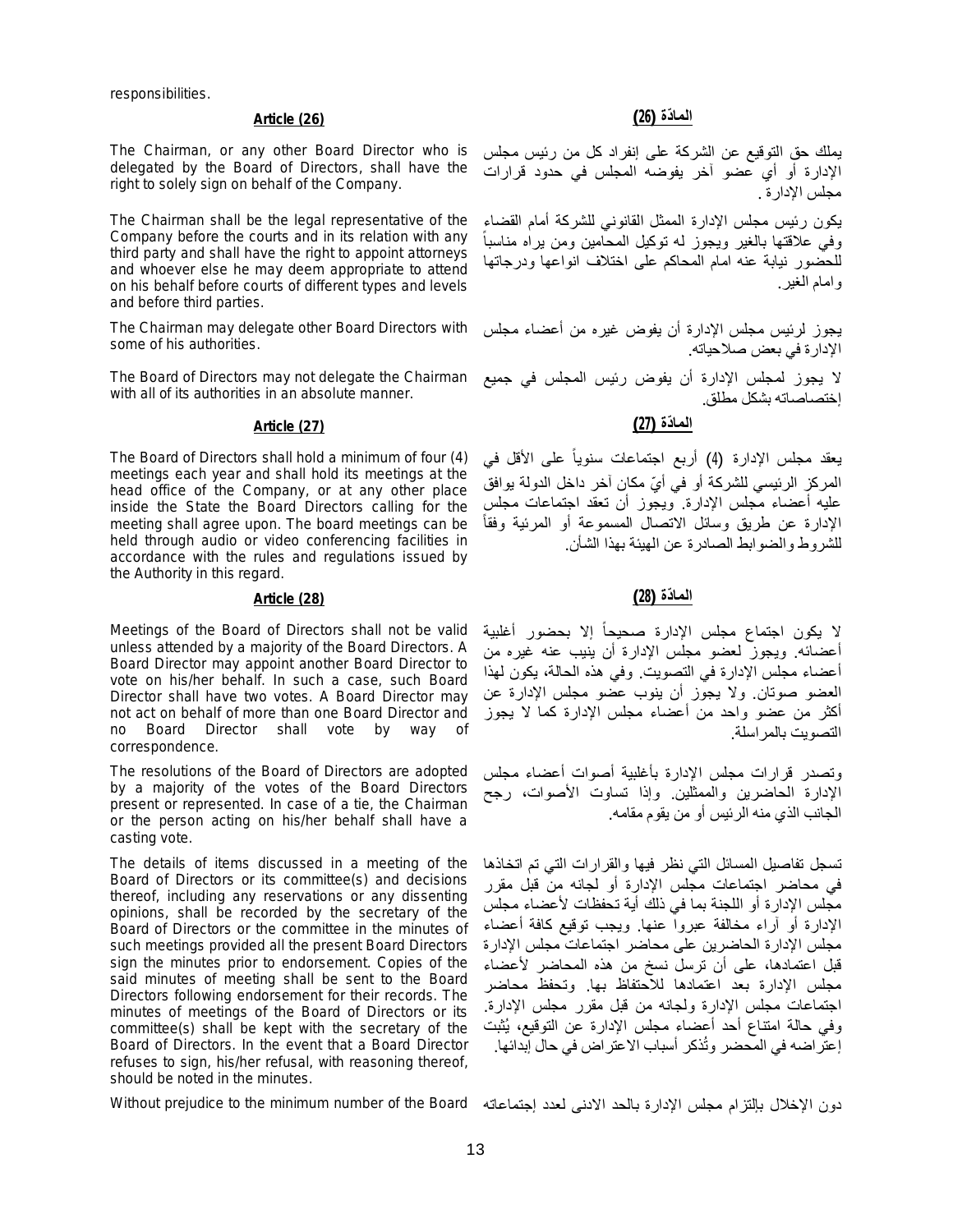responsibilities.

### Article (26)

### المادّة (26)

The Chairman, or any other Board Director who is delegated by the Board of Directors, shall have the right to solely sign on behalf of the Company.

يملك حق التوقيع عن الشركة على إنفراد كل من رئيس مجلس الإدارة أو أي عضو آخر يفوضه المجلس في حدود قرارات مجلس الإدارة .

The Chairman shall be the legal representative of the Company before the courts and in its relation with any third party and shall have the right to appoint attorneys and whoever else he may deem appropriate to attend on his behalf before courts of different types and levels and before third parties.

يكون رئيس مجلس الإدارة الممثل القانوني للشركة أمام القضاء وفي علاقتها بالغير ويجوز له توكيل المحامين ومن يراه مناسباً للحضور نيابة عنه امام المحاكم على اختلاف انواعها ودرجاتها وامام الغير.

The Chairman may delegate other Board Directors with some of his authorities.

يجوز لرئيس مجلس الإدارة أن يفوض غيره من أعضاء مجلس الإدارة في بعض صلاحياته.

The Board of Directors may not delegate the Chairman with all of its authorities in an absolute manner.

لا يجوز لمجلس الإدارة أن يفوض رئيس المجلس في جميع إختصاصاته بشكل مطلق.

### Article (27)

### المادّة (27)

The Board of Directors shall hold a minimum of four (4) meetings each year and shall hold its meetings at the head office of the Company, or at any other place inside the State the Board Directors calling for the meeting shall agree upon. The board meetings can be held through audio or video conferencing facilities in accordance with the rules and regulations issued by the Authority in this regard.

يعقد مجلس الإدارة (4) أربع اجتماعات سنوياً على الأقل في المركز الرئيسي للشركة أو في أيّ مكان آخر داخل الدولة يوافق عليه أعضاء مجلس الإدارة. ويجوز أن تعقد اجتماعات مجلس الإدارة عن طريق وسائل الاتصال المسموعة أو المرئية وفقاً للشروط والضوابط الصادرة عن الهيئة بهذا الشأن.

### Article (28)

### المادّة (28)

Meetings of the Board of Directors shall not be valid unless attended by a majority of the Board Directors. A Board Director may appoint another Board Director to vote on his/her behalf. In such a case, such Board Director shall have two votes. A Board Director may not act on behalf of more than one Board Director and no Board Director shall vote by way of correspondence.

لا يكون اجتماع مجلس الإدارة صحيحاً إلا بحضور أغلبية أعضائه. ويجوز لعضو مجلس الإدارة أن ينيب عنه غيره من أعضاء مجلس الإدارة في التصويت. وفي هذه الحالة، يكون لهذا العضو صوتان. ولا يجوز أن ينوب عضو مجلس الإدارة عن أكثر من عضو واحد من أعضاء مجلس الإدارة كما لا يجوز التصويت بالمراسلة.

The resolutions of the Board of Directors are adopted by a majority of the votes of the Board Directors present or represented. In case of a tie, the Chairman or the person acting on his/her behalf shall have a casting vote.

وتصدر قرارات مجلس الإدارة بأغلبية أصوات أعضاء مجلس الإدارة الحاضرين والممثلين. وإذا تساوت الأصوات، رجح الجانب الذي منه الرئيس أو من يقوم مقامه.

The details of items discussed in a meeting of the Board of Directors or its committee(s) and decisions thereof, including any reservations or any dissenting opinions, shall be recorded by the secretary of the Board of Directors or the committee in the minutes of such meetings provided all the present Board Directors sign the minutes prior to endorsement. Copies of the said minutes of meeting shall be sent to the Board Directors following endorsement for their records. The minutes of meetings of the Board of Directors or its committee(s) shall be kept with the secretary of the Board of Directors. In the event that a Board Director refuses to sign, his/her refusal, with reasoning thereof, should be noted in the minutes.

تسجل تفاصيل المسائل التي نظر فيها والقرارات التي تم اتخاذها في محاضر اجتماعات مجلس الإدارة أو لجانه من قبل مقرر مجلس الإدارة أو اللجنة بما في ذلك أية تحفظات لأعضاء مجلس الإدارة أو آراء مخالفة عبروا عنها. ويجب توقيع كافة أعضاء مجلس الإدارة الحاضرين على محاضر اجتماعات مجلس الإدارة قبل اعتمادها، على أن ترسل نسخ من هذه المحاضر لأعضاء مجلس الإدارة بعد اعتمادها للاحتفاظ بها. وتحفظ محاضر اجتماعات مجلس الإدارة ولجانه من قبل مقرر مجلس الإدارة. وفي حالة امتناع أحد أعضاء مجلس الإدارة عن التوقيع، يُثبت إعتراضه في المحضر وتُذكر أسباب الاعتراض في حال إبدائها.

Without prejudice to the minimum number of the Board

دون الإخلال بإلتزام مجلس الإدارة بالحد الادنى لعدد إجتماعاته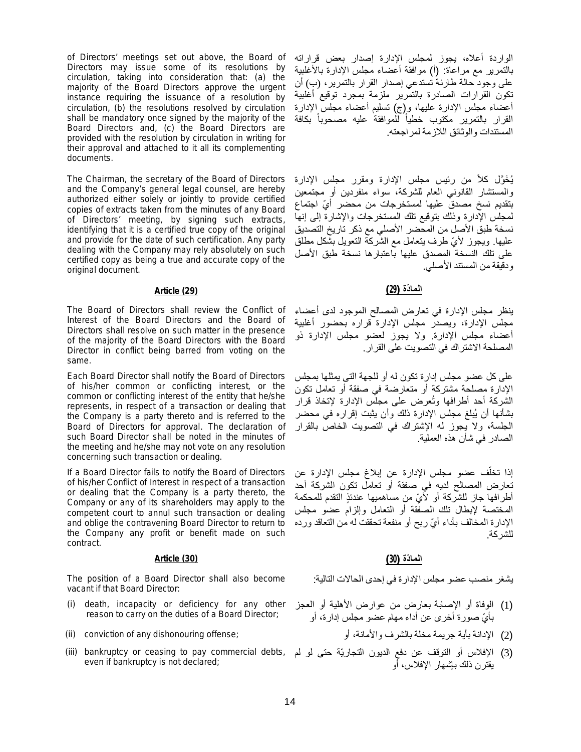of Directors' meetings set out above, the Board of Directors may issue some of its resolutions by circulation, taking into consideration that: (a) the majority of the Board Directors approve the urgent instance requiring the issuance of a resolution by circulation, (b) the resolutions resolved by circulation shall be mandatory once signed by the majority of the Board Directors and, (c) the Board Directors are provided with the resolution by circulation in writing for their approval and attached to it all its complementing documents.

الواردة أعلاه، يجوز لمجلس الإدارة إصدار بعض قراراته بالتمرير مع مراعاة: (أ) موافقة أعضاء مجلس الإدارة بالأغلبية على وجود حالة طارئة تستدعي إصدار القرار بالتمرير، (ب) أن تكون القرارات الصادرة بالتمرير ملزمة بمجرد توقيع أغلبية أعضاء مجلس الإدارة عليها، و(ج) تسليم أعضاء مجلس الإدارة القرار بالتمرير مكتوب خطياً للموافقة عليه مصحوباً بكافة المستندات والوثائق اللازمة لمراجعته.

The Chairman, the secretary of the Board of Directors and the Company's general legal counsel, are hereby authorized either solely or jointly to provide certified copies of extracts taken from the minutes of any Board of Directors' meeting, by signing such extracts, identifying that it is a certified true copy of the original and provide for the date of such certification. Any party dealing with the Company may rely absolutely on such certified copy as being a true and accurate copy of the original document.

يُخَوَّل كلاً من رئيس مجلس الإدارة ومقرر مجلس الإدارة والمستشار القانوني العام للشركة، سواء منفردين أو مجتمعين بتقديم نسخ مصدق عليها لمستخرجات من محضر أيّ اجتماع لمجلس الإدارة وذلك بتوقيع تلك المستخرجات والإشارة إلى إنها نسخة طبق الأصل من المحضر الأصلي مع ذكر تاريخ التصديق عليها. ويجوز لأيّ طرف يتعامل مع الشركة التعويل بشكل مطلق على تلك النسخة المصدق عليها باعتبارها نسخة طبق الأصل ودقيقة من المستند الأصلي.

## Article (29)

## المادّة (29)

The Board of Directors shall review the Conflict of Interest of the Board Directors and the Board of Directors shall resolve on such matter in the presence of the majority of the Board Directors with the Board Director in conflict being barred from voting on the same.

ينظر مجلس الإدارة في تعارض المصالح الموجود لدى أعضاء مجلس الإدارة، ويصدر مجلس الإدارة قراره بحضور أغلبية أعضاء مجلس الإدارة. ولا يجوز لعضو مجلس الإدارة ذو المصلحة الاشتراك في التصويت على القرار.

Each Board Director shall notify the Board of Directors of his/her common or conflicting interest, or the common or conflicting interest of the entity that he/she represents, in respect of a transaction or dealing that the Company is a party thereto and is referred to the Board of Directors for approval. The declaration of such Board Director shall be noted in the minutes of the meeting and he/she may not vote on any resolution concerning such transaction or dealing.

على كل عضو مجلس إدارة تكون له أو للجهة التي يمثلها بمجلس الإدارة مصلحة مشتركة أو متعارضة في صفقة أو تعامل تكون الشركة أحد أطرافها وتُعرض على مجلس الإدارة لإتخاذ قرار بشأنها أن يُبلغ مجلس الإدارة ذلك وأن يثبت إقراره في محضر الجلسة، ولا يجوز له الإشتراك في التصويت الخاص بالقرار الصادر في شأن هذه العملية.

If a Board Director fails to notify the Board of Directors of his/her Conflict of Interest in respect of a transaction or dealing that the Company is a party thereto, the Company or any of its shareholders may apply to the competent court to annul such transaction or dealing and oblige the contravening Board Director to return to the Company any profit or benefit made on such contract.

إذا تخلّف عضو مجلس الإدارة عن إبلاغ مجلس الإدارة عن تعارض المصالح لديه في صفقة أو تعامل تكون الشركة أحد أطرافها جاز للشركة أو لأيّ من مساهميها عندئذٍ التقدم للمحكمة المختصة لإبطال تلك الصفقة أو التعامل وإلزام عضو مجلس الإدارة المخالف بأداء أيّ ربح أو منفعة تحققت له من التعاقد ورده للشركة.

## Article (30)

## المادّة (30)

The position of a Board Director shall also become vacant if that Board Director:

يشغر منصب عضو مجلس الإدارة في إحدى الحالات التالية:

(i) death, incapacity or deficiency for any other reason to carry on the duties of a Board Director;

(ii) conviction of any dishonouring offense;

(iii) bankruptcy or ceasing to pay commercial debts, even if bankruptcy is not declared;

(1) الوفاة أو الإصابة بعارض من عوارض الأهلية أو العجز بأيّ صورة أخرى عن أداء مهام عضو مجلس إدارة، أو

(2) الإدانة بأية جريمة مخلة بالشرف والأمانة، أو

(3) الإفلاس أو التوقف عن دفع الديون التجاريّة حتى لو لم يقترن ذلك بإشهار الإفلاس، أو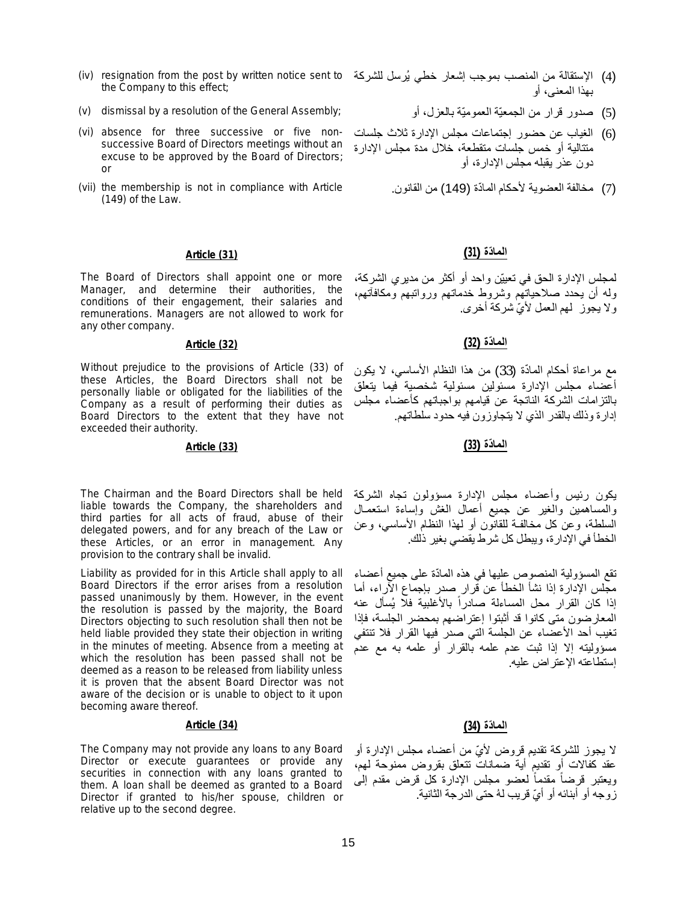(iv) resignation from the post by written notice sent to the Company to this effect;

(v) dismissal by a resolution of the General Assembly;

(vi) absence for three successive or five non-successive Board of Directors meetings without an excuse to be approved by the Board of Directors; or

(vii) the membership is not in compliance with Article (149) of the Law.

(4) الإستقالة من المنصب بموجب إشعار خطي يُرسل للشركة بهذا المعنى، أو

(5) صدور قرار من الجمعيّة العموميّة بالعزل، أو

(6) الغياب عن حضور إجتماعات مجلس الإدارة ثلاث جلسات متتالية أو خمس جلسات متقطعة، خلال مدة مجلس الإدارة دون عذر يقبله مجلس الإدارة، أو

(7) مخالفة العضوية لأحكام المادّة (149) من القانون.

## Article (31)

The Board of Directors shall appoint one or more Manager, and determine their authorities, the conditions of their engagement, their salaries and remunerations. Managers are not allowed to work for any other company.

## المادّة (31)

لمجلس الإدارة الحق في تعييّن واحد أو أكثر من مديري الشركة، وله أن يحدد صلاحياتهم وشروط خدماتهم ورواتبهم ومكافآتهم، ولا يجوز لهم العمل لأيّ شركة أخرى.

## Article (32)

Without prejudice to the provisions of Article (33) of these Articles, the Board Directors shall not be personally liable or obligated for the liabilities of the Company as a result of performing their duties as Board Directors to the extent that they have not exceeded their authority.

## المادّة (32)

مع مراعاة أحكام المادّة (33) من هذا النظام الأساسي، لا يكون أعضاء مجلس الإدارة مسئولين مسئولية شخصية فيما يتعلق بالتزامات الشركة الناتجة عن قيامهم بواجباتهم كأعضاء مجلس إدارة وذلك بالقدر الذي لا يتجاوزون فيه حدود سلطاتهم.

## Article (33)

The Chairman and the Board Directors shall be held liable towards the Company, the shareholders and third parties for all acts of fraud, abuse of their delegated powers, and for any breach of the Law or these Articles, or an error in management. Any provision to the contrary shall be invalid.

Liability as provided for in this Article shall apply to all Board Directors if the error arises from a resolution passed unanimously by them. However, in the event the resolution is passed by the majority, the Board Directors objecting to such resolution shall then not be held liable provided they state their objection in writing in the minutes of meeting. Absence from a meeting at which the resolution has been passed shall not be deemed as a reason to be released from liability unless it is proven that the absent Board Director was not aware of the decision or is unable to object to it upon becoming aware thereof.

## المادّة (33)

يكون رئيس وأعضاء مجلس الإدارة مسؤولون تجاه الشركة والمساهمين والغير عن جميع أعمال الغش وإساءة استعمال السلطة، وعن كل مخالفة للقانون أو لهذا النظام الأساسي، وعن الخطأ في الإدارة، ويبطل كل شرط يقضي بغير ذلك.

تقع المسؤولية المنصوص عليها في هذه المادّة على جميع أعضاء مجلس الإدارة إذا نشأ الخطأ عن قرار صدر بإجماع الآراء، أما إذا كان القرار محل المساءلة صادراً بالأغلبية فلا يُسأل عنه المعارضون متى كانوا قد أثبتوا إعتراضهم بمحضر الجلسة، فإذا تغيب أحد الأعضاء عن الجلسة التي صدر فيها القرار فلا تنتفي مسؤوليته إلا إذا ثبت عدم علمه بالقرار أو علمه به مع عدم إستطاعته الإعتراض عليه.

## Article (34)

The Company may not provide any loans to any Board Director or execute guarantees or provide any securities in connection with any loans granted to them. A loan shall be deemed as granted to a Board Director if granted to his/her spouse, children or relative up to the second degree.

## المادّة (34)

لا يجوز للشركة تقديم قروض لأيّ من أعضاء مجلس الإدارة أو عقد كفالات أو تقديم أية ضمانات تتعلق بقروض ممنوحة لهم، ويعتبر قرضاً مقدماً لعضو مجلس الإدارة كل قرض مقدم إلى زوجه أو أبنائه أو أيّ قريب لهُ حتى الدرجة الثانية.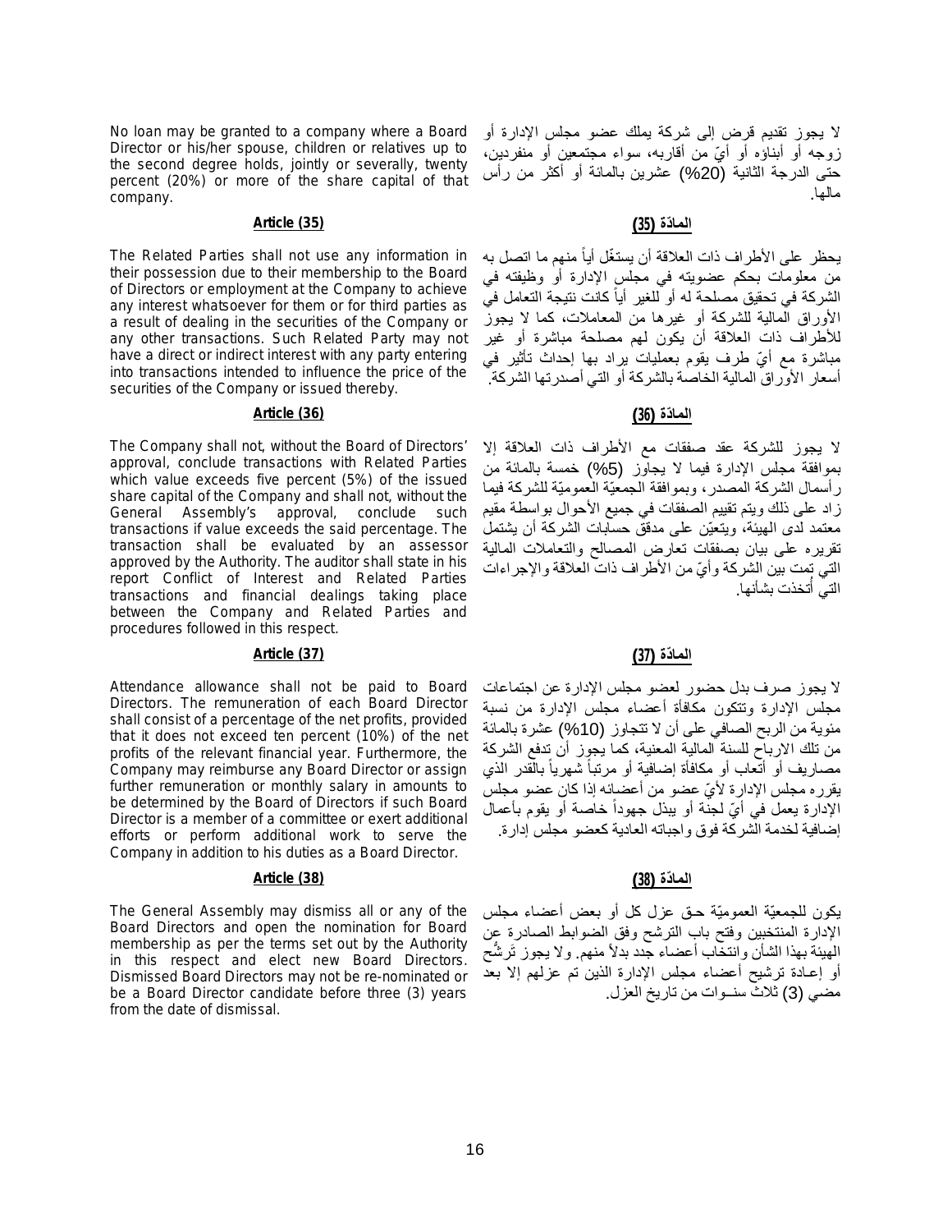No loan may be granted to a company where a Board Director or his/her spouse, children or relatives up to the second degree holds, jointly or severally, twenty percent (20%) or more of the share capital of that company.

لا يجوز تقديم قرض إلى شركة يملك عضو مجلس الإدارة أو زوجه أو أبناؤه أو أيّ من أقاربه، سواء مجتمعين أو منفردين، حتى الدرجة الثانية (20%) عشرين بالمائة أو أكثر من رأس مالها.

### Article (35)

### المادّة (35)

The Related Parties shall not use any information in their possession due to their membership to the Board of Directors or employment at the Company to achieve any interest whatsoever for them or for third parties as a result of dealing in the securities of the Company or any other transactions. Such Related Party may not have a direct or indirect interest with any party entering into transactions intended to influence the price of the securities of the Company or issued thereby.

يحظر على الأطراف ذات العلاقة أن يستغّل أياً منهم ما اتصل به من معلومات بحكم عضويته في مجلس الإدارة أو وظيفته في الشركة في تحقيق مصلحة له أو للغير أياً كانت نتيجة التعامل في الأوراق المالية للشركة أو غيرها من المعاملات، كما لا يجوز للأطراف ذات العلاقة أن يكون لهم مصلحة مباشرة أو غير مباشرة مع أيّ طرف يقوم بعمليات يراد بها إحداث تأثير في أسعار الأوراق المالية الخاصة بالشركة أو التي أصدرتها الشركة.

### Article (36)

### المادّة (36)

The Company shall not, without the Board of Directors' approval, conclude transactions with Related Parties which value exceeds five percent (5%) of the issued share capital of the Company and shall not, without the General Assembly's approval, conclude such transactions if value exceeds the said percentage. The transaction shall be evaluated by an assessor approved by the Authority. The auditor shall state in his report Conflict of Interest and Related Parties transactions and financial dealings taking place between the Company and Related Parties and procedures followed in this respect.

لا يجوز للشركة عقد صفقات مع الأطراف ذات العلاقة إلا بموافقة مجلس الإدارة فيما لا يجاوز (5%) خمسة بالمائة من رأسمال الشركة المصدر، وبموافقة الجمعيّة العموميّة للشركة فيما زاد على ذلك ويتم تقييم الصفقات في جميع الأحوال بواسطة مقيم معتمد لدى الهيئة، ويتعيّن على مدقق حسابات الشركة أن يشتمل تقريره على بيان بصفقات تعارض المصالح والتعاملات المالية التي تمت بين الشركة وأيّ من الأطراف ذات العلاقة والإجراءات التي أُتخذت بشأنها.

### Article (37)

### المادّة (37)

Attendance allowance shall not be paid to Board Directors. The remuneration of each Board Director shall consist of a percentage of the net profits, provided that it does not exceed ten percent (10%) of the net profits of the relevant financial year. Furthermore, the Company may reimburse any Board Director or assign further remuneration or monthly salary in amounts to be determined by the Board of Directors if such Board Director is a member of a committee or exert additional efforts or perform additional work to serve the Company in addition to his duties as a Board Director.

لا يجوز صرف بدل حضور لعضو مجلس الإدارة عن اجتماعات مجلس الإدارة وتتكون مكافأة أعضاء مجلس الإدارة من نسبة مئوية من الربح الصافي على أن لا تتجاوز (10%) عشرة بالمائة من تلك الارباح للسنة المالية المعنية، كما يجوز أن تدفع الشركة مصاريف أو أتعاب أو مكافأة إضافية أو مرتباً شهرياً بالقدر الذي يقرره مجلس الإدارة لأيّ عضو من أعضائه إذا كان عضو مجلس الإدارة يعمل في أيّ لجنة أو يبذل جهوداً خاصة أو يقوم بأعمال إضافية لخدمة الشركة فوق واجباته العادية كعضو مجلس إدارة.

### Article (38)

### المادّة (38)

The General Assembly may dismiss all or any of the Board Directors and open the nomination for Board membership as per the terms set out by the Authority in this respect and elect new Board Directors. Dismissed Board Directors may not be re-nominated or be a Board Director candidate before three (3) years from the date of dismissal.

يكون للجمعيّة العموميّة حق عزل كل أو بعض أعضاء مجلس الإدارة المنتخبين وفتح باب الترشح وفق الضوابط الصادرة عن الهيئة بهذا الشأن وانتخاب أعضاء جدد بدلاً منهم. ولا يجوز تَرَشُّح أو إعادة ترشيح أعضاء مجلس الإدارة الذين تم عزلهم إلا بعد مضي (3) ثلاث سنـوات من تاريخ العزل.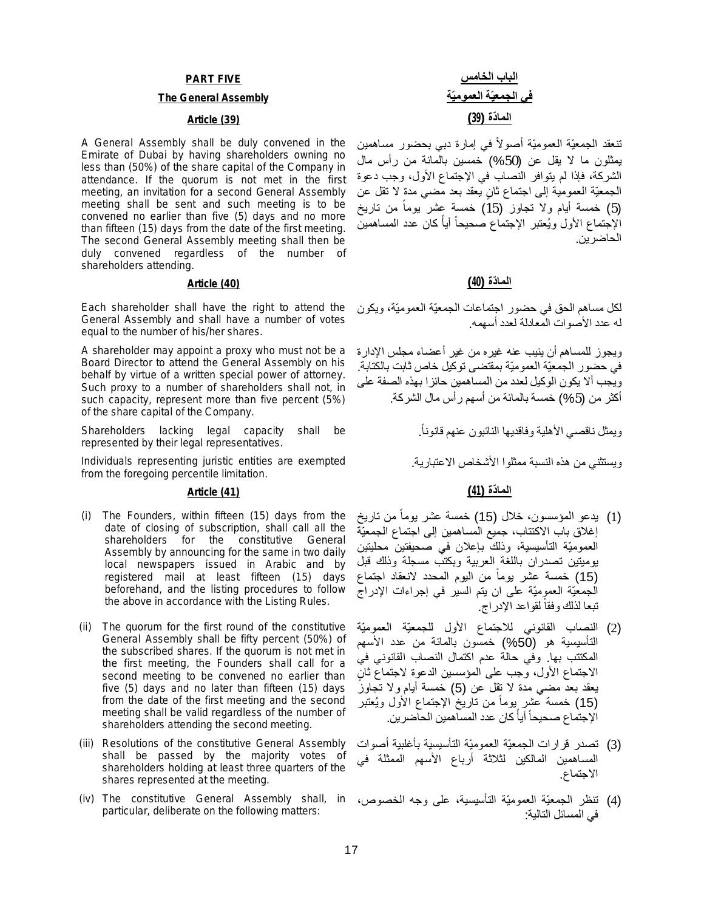**PART FIVE**

**The General Assembly**

**Article (39)**

A General Assembly shall be duly convened in the Emirate of Dubai by having shareholders owning no less than (50%) of the share capital of the Company in attendance. If the quorum is not met in the first meeting, an invitation for a second General Assembly meeting shall be sent and such meeting is to be convened no earlier than five (5) days and no more than fifteen (15) days from the date of the first meeting. The second General Assembly meeting shall then be duly convened regardless of the number of shareholders attending.

**Article (40)**

Each shareholder shall have the right to attend the General Assembly and shall have a number of votes equal to the number of his/her shares.

A shareholder may appoint a proxy who must not be a Board Director to attend the General Assembly on his behalf by virtue of a written special power of attorney. Such proxy to a number of shareholders shall not, in such capacity, represent more than five percent (5%) of the share capital of the Company.

Shareholders lacking legal capacity shall be represented by their legal representatives.

Individuals representing juristic entities are exempted from the foregoing percentile limitation.

**Article (41)**

(i) The Founders, within fifteen (15) days from the date of closing of subscription, shall call all the shareholders for the constitutive General Assembly by announcing for the same in two daily local newspapers issued in Arabic and by registered mail at least fifteen (15) days beforehand, and the listing procedures to follow the above in accordance with the Listing Rules.

(ii) The quorum for the first round of the constitutive General Assembly shall be fifty percent (50%) of the subscribed shares. If the quorum is not met in the first meeting, the Founders shall call for a second meeting to be convened no earlier than five (5) days and no later than fifteen (15) days from the date of the first meeting and the second meeting shall be valid regardless of the number of shareholders attending the second meeting.

(iii) Resolutions of the constitutive General Assembly shall be passed by the majority votes of shareholders holding at least three quarters of the shares represented at the meeting.

(iv) The constitutive General Assembly shall, in particular, deliberate on the following matters:

**الباب الخامس**

**في الجمعيّة العموميّة**

**المادّة (39)**

تنعقد الجمعيّة العموميّة أصولاً في إمارة دبي بحضور مساهمين يمثلون ما لا يقل عن (50%) خمسين بالمائة من رأس مال الشركة، فإذا لم يتوافر النصاب في الإجتماع الأول، وجب دعوة الجمعيّة العمومية إلى اجتماع ثانٍ يعقد بعد مضي مدة لا تقل عن (5) خمسة أيام ولا تجاوز (15) خمسة عشر يوماً من تاريخ الإجتماع الأول ويُعتبر الإجتماع صحيحاً أياً كان عدد المساهمين الحاضرين.

**المادّة (40)**

لكل مساهم الحق في حضور اجتماعات الجمعيّة العموميّة، ويكون له عدد الأصوات المعادلة لعدد أسهمه.

ويجوز للمساهم أن ينيب عنه غيره من غير أعضاء مجلس الإدارة في حضور الجمعيّة العموميّة بمقتضى توكيل خاص ثابت بالكتابة. ويجب ألا يكون الوكيل لعدد من المساهمين حائزا بهذه الصفة على أكثر من (5%) خمسة بالمائة من أسهم رأس مال الشركة.

ويمثل ناقصي الأهلية وفاقديها النائبون عنهم قانوناً.

ويستثني من هذه النسبة ممثلوا الأشخاص الاعتبارية.

**المادّة (41)**

(1) يدعو المؤسسون، خلال (15) خمسة عشر يوماً من تاريخ إغلاق باب الاكتتاب، جميع المساهمين إلى اجتماع الجمعيّة العموميّة التأسيسية، وذلك بإعلان في صحيفتين محليتين يوميتين تصدران باللغة العربية وبكتب مسجلة وذلك قبل (15) خمسة عشر يوماً من اليوم المحدد لانعقاد اجتماع الجمعيّة العموميّة على ان يتم السير في إجراءات الإدراج تبعا لذلك وفقاً لقواعد الإدراج.

(2) النصاب القانوني للاجتماع الأول للجمعيّة العموميّة التأسيسية هو (50%) خمسون بالمائة من عدد الأسهم المكتتب بها. وفي حالة عدم اكتمال النصاب القانوني في الاجتماع الأول، وجب على المؤسسين الدعوة لاجتماع ثانٍ يعقد بعد مضي مدة لا تقل عن (5) خمسة أيام ولا تجاوز (15) خمسة عشر يوماً من تاريخ الإجتماع الأول ويُعتبر الإجتماع صحيحاً أياً كان عدد المساهمين الحاضرين.

(3) تصدر قرارات الجمعيّة العموميّة التأسيسية بأغلبية أصوات المساهمين المالكين لثلاثة أرباع الأسهم الممثلة في الاجتماع.

(4) تنظر الجمعيّة العموميّة التأسيسية، على وجه الخصوص، في المسائل التالية: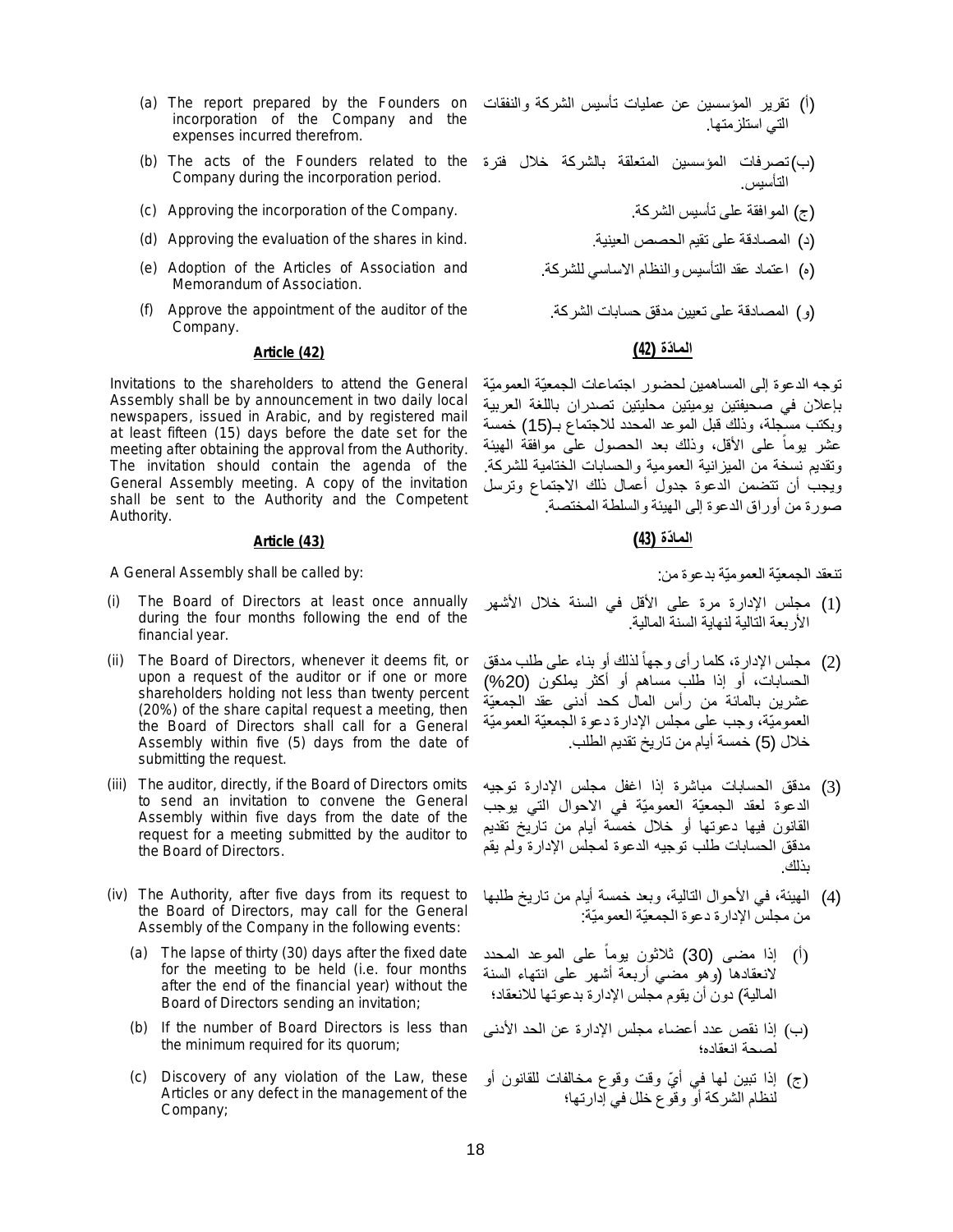(a) The report prepared by the Founders on incorporation of the Company and the expenses incurred therefrom.

(b) The acts of the Founders related to the Company during the incorporation period.

(c) Approving the incorporation of the Company.

(d) Approving the evaluation of the shares in kind.

(e) Adoption of the Articles of Association and Memorandum of Association.

(f) Approve the appointment of the auditor of the Company.

(أ) تقرير المؤسسين عن عمليات تأسيس الشركة والنفقات التي استلزمتها.

(ب) تصرفات المؤسسين المتعلقة بالشركة خلال فترة التأسيس.

(ج) الموافقة على تأسيس الشركة.

(د) المصادقة على تقيم الحصص العينية.

(ه) اعتماد عقد التأسيس والنظام الاساسي للشركة.

(و) المصادقة على تعيين مدقق حسابات الشركة.

**Article (42)**

Invitations to the shareholders to attend the General Assembly shall be by announcement in two daily local newspapers, issued in Arabic, and by registered mail at least fifteen (15) days before the date set for the meeting after obtaining the approval from the Authority. The invitation should contain the agenda of the General Assembly meeting. A copy of the invitation shall be sent to the Authority and the Competent Authority.

**المادّة (42)**

توجه الدعوة إلى المساهمين لحضور اجتماعات الجمعيّة العموميّة بإعلان في صحيفتين يوميتين محليتين تصدران باللغة العربية وبكتب مسجلة، وذلك قبل الموعد المحدد للاجتماع بـ(15) خمسة عشر يوماً على الأقل، وذلك بعد الحصول على موافقة الهيئة وتقديم نسخة من الميزانية العمومية والحسابات الختامية للشركة. ويجب أن تتضمن الدعوة جدول أعمال ذلك الاجتماع وترسل صورة من أوراق الدعوة إلى الهيئة والسلطة المختصة.

**Article (43)**

A General Assembly shall be called by:

(i) The Board of Directors at least once annually during the four months following the end of the financial year.

(ii) The Board of Directors, whenever it deems fit, or upon a request of the auditor or if one or more shareholders holding not less than twenty percent (20%) of the share capital request a meeting, then the Board of Directors shall call for a General Assembly within five (5) days from the date of submitting the request.

(iii) The auditor, directly, if the Board of Directors omits to send an invitation to convene the General Assembly within five days from the date of the request for a meeting submitted by the auditor to the Board of Directors.

(iv) The Authority, after five days from its request to the Board of Directors, may call for the General Assembly of the Company in the following events:

  (a) The lapse of thirty (30) days after the fixed date for the meeting to be held (i.e. four months after the end of the financial year) without the Board of Directors sending an invitation;

  (b) If the number of Board Directors is less than the minimum required for its quorum;

  (c) Discovery of any violation of the Law, these Articles or any defect in the management of the Company;

**المادّة (43)**

تنعقد الجمعيّة العموميّة بدعوة من:

(1) مجلس الإدارة مرة على الأقل في السنة خلال الأشهر الأربعة التالية لنهاية السنة المالية.

(2) مجلس الإدارة، كلما رأى وجهاً لذلك أو بناء على طلب مدقق الحسابات، أو إذا طلب مساهم أو أكثر يملكون (20%) عشرين بالمائة من رأس المال كحد أدنى عقد الجمعيّة العموميّة، وجب على مجلس الإدارة دعوة الجمعيّة العموميّة خلال (5) خمسة أيام من تاريخ تقديم الطلب.

(3) مدقق الحسابات مباشرة إذا اغفل مجلس الإدارة توجيه الدعوة لعقد الجمعيّة العموميّة في الاحوال التي يوجب القانون فيها دعوتها أو خلال خمسة أيام من تاريخ تقديم مدقق الحسابات طلب توجيه الدعوة لمجلس الإدارة ولم يقم بذلك.

(4) الهيئة، في الأحوال التالية، وبعد خمسة أيام من تاريخ طلبها من مجلس الإدارة دعوة الجمعيّة العموميّة:

  (أ) إذا مضى (30) ثلاثون يوماً على الموعد المحدد لانعقادها (وهو مضي أربعة أشهر على انتهاء السنة المالية) دون أن يقوم مجلس الإدارة بدعوتها للانعقاد؛

  (ب) إذا نقص عدد أعضاء مجلس الإدارة عن الحد الأدنى لصحة انعقاده؛

  (ج) إذا تبين لها في أيّ وقت وقوع مخالفات للقانون أو لنظام الشركة أو وقوع خلل في إدارتها؛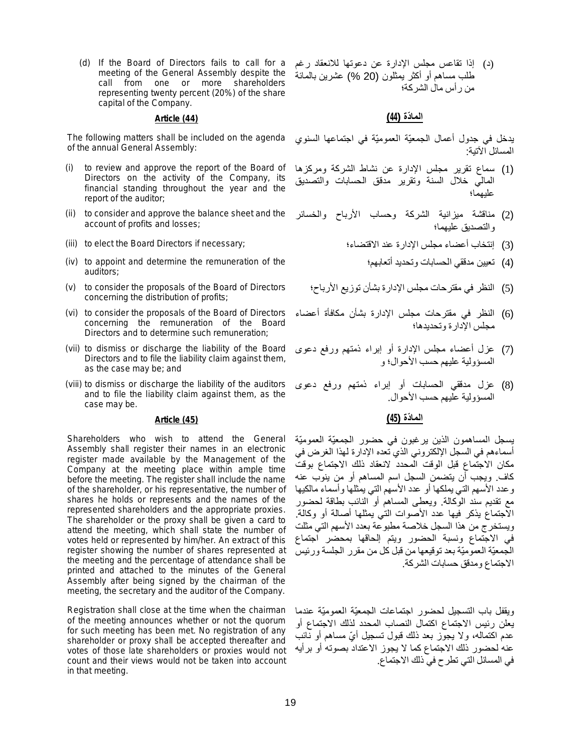(d) If the Board of Directors fails to call for a meeting of the General Assembly despite the call from one or more shareholders representing twenty percent (20%) of the share capital of the Company.

(د) إذا تقاعس مجلس الإدارة عن دعوتها للانعقاد رغم طلب مساهم أو أكثر يمثلون (20 %) عشرين بالمائة من رأس مال الشركة؛

### Article (44)

### المادّة (44)

The following matters shall be included on the agenda of the annual General Assembly:

يدخل في جدول أعمال الجمعيّة العموميّة في اجتماعها السنوي المسائل الآتية:

(i) to review and approve the report of the Board of Directors on the activity of the Company, its financial standing throughout the year and the report of the auditor;

(1) سماع تقرير مجلس الإدارة عن نشاط الشركة ومركزها المالي خلال السنة وتقرير مدقق الحسابات والتصديق عليهما؛

(ii) to consider and approve the balance sheet and the account of profits and losses;

(2) مناقشة ميزانية الشركة وحساب الأرباح والخسائر والتصديق عليهما؛

(iii) to elect the Board Directors if necessary;

(3) إنتخاب أعضاء مجلس الإدارة عند الاقتضاء؛

(iv) to appoint and determine the remuneration of the auditors;

(4) تعيين مدققي الحسابات وتحديد أتعابهم؛

(v) to consider the proposals of the Board of Directors concerning the distribution of profits;

(5) النظر في مقترحات مجلس الإدارة بشأن توزيع الأرباح؛

(vi) to consider the proposals of the Board of Directors concerning the remuneration of the Board Directors and to determine such remuneration;

(6) النظر في مقترحات مجلس الإدارة بشأن مكافأة أعضاء مجلس الإدارة وتحديدها؛

(vii) to dismiss or discharge the liability of the Board Directors and to file the liability claim against them, as the case may be; and

(7) عزل أعضاء مجلس الإدارة أو إبراء ذمتهم ورفع دعوى المسؤولية عليهم حسب الأحوال؛ و

(viii) to dismiss or discharge the liability of the auditors and to file the liability claim against them, as the case may be.

(8) عزل مدققي الحسابات أو إبراء ذمتهم ورفع دعوى المسؤولية عليهم حسب الأحوال.

### Article (45)

### المادّة (45)

Shareholders who wish to attend the General Assembly shall register their names in an electronic register made available by the Management of the Company at the meeting place within ample time before the meeting. The register shall include the name of the shareholder, or his representative, the number of shares he holds or represents and the names of the represented shareholders and the appropriate proxies. The shareholder or the proxy shall be given a card to attend the meeting, which shall state the number of votes held or represented by him/her. An extract of this register showing the number of shares represented at the meeting and the percentage of attendance shall be printed and attached to the minutes of the General Assembly after being signed by the chairman of the meeting, the secretary and the auditor of the Company.

يسجل المساهمون الذين يرغبون في حضور الجمعيّة العموميّة أسماءهم في السجل الإلكتروني الذي تعده الإدارة لهذا الغرض في مكان الاجتماع قبل الوقت المحدد لانعقاد ذلك الاجتماع بوقت كاف. ويجب أن يتضمن السجل اسم المساهم أو من ينوب عنه وعدد الأسهم التي يملكها أو عدد الأسهم التي يمثلها وأسماء مالكيها مع تقديم سند الوكالة. ويعطى المساهم أو النائب بطاقة لحضور الاجتماع يذكر فيها عدد الأصوات التي يمثلها أصالة أو وكالة. ويستخرج من هذا السجل خلاصة مطبوعة بعدد الأسهم التي مثلت في الاجتماع ونسبة الحضور ويتم إلحاقها بمحضر اجتماع الجمعيّة العموميّة بعد توقيعها من قبل كل من مقرر الجلسة ورئيس الاجتماع ومدقق حسابات الشركة.

Registration shall close at the time when the chairman of the meeting announces whether or not the quorum for such meeting has been met. No registration of any shareholder or proxy shall be accepted thereafter and votes of those late shareholders or proxies would not count and their views would not be taken into account in that meeting.

ويقفل باب التسجيل لحضور اجتماعات الجمعيّة العموميّة عندما يعلن رئيس الاجتماع اكتمال النصاب المحدد لذلك الاجتماع أو عدم اكتماله، ولا يجوز بعد ذلك قبول تسجيل أيّ مساهم أو نائب عنه لحضور ذلك الاجتماع كما لا يجوز الاعتداد بصوته أو برأيه في المسائل التي تطرح في ذلك الاجتماع.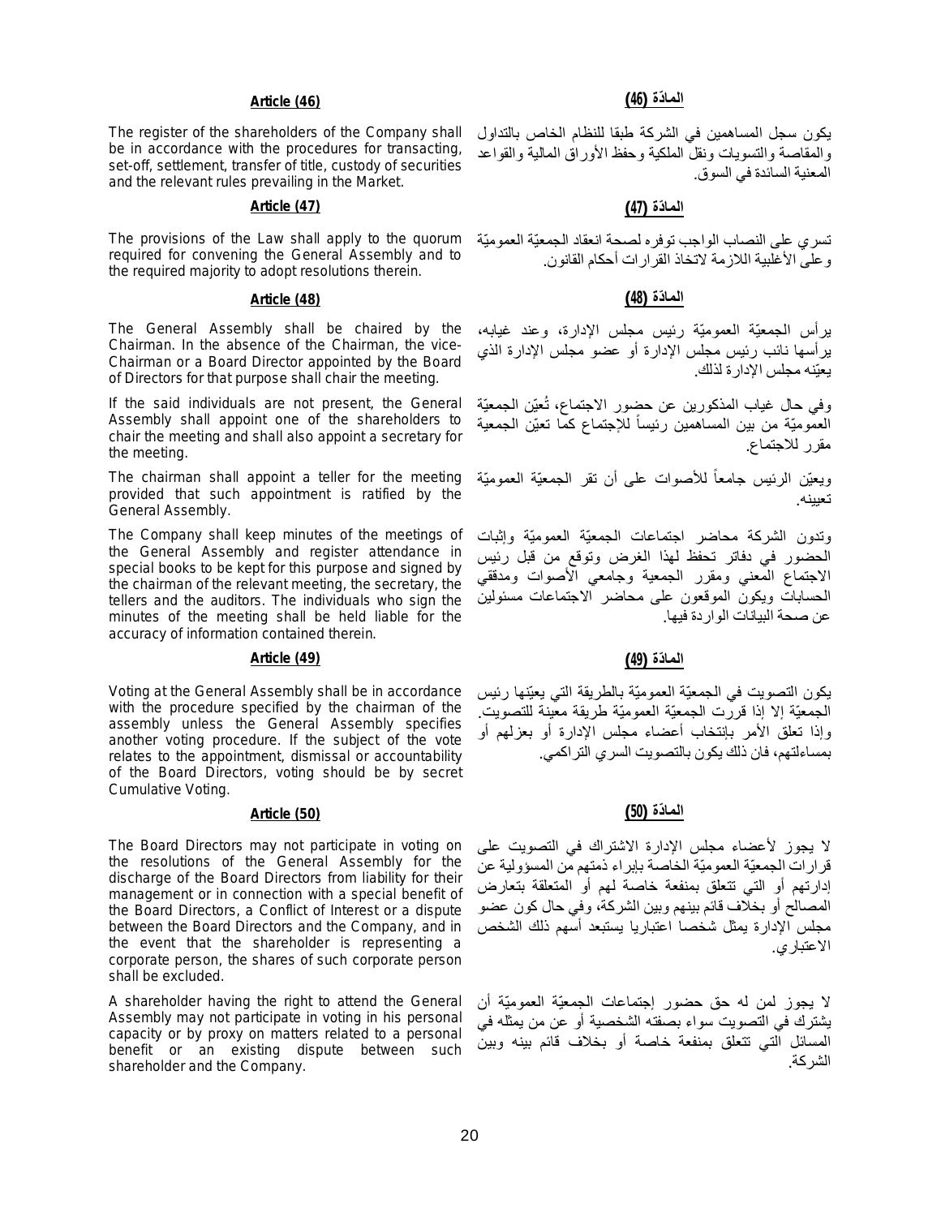### Article (46)

The register of the shareholders of the Company shall be in accordance with the procedures for transacting, set-off, settlement, transfer of title, custody of securities and the relevant rules prevailing in the Market.

### Article (47)

The provisions of the Law shall apply to the quorum required for convening the General Assembly and to the required majority to adopt resolutions therein.

### Article (48)

The General Assembly shall be chaired by the Chairman. In the absence of the Chairman, the vice-Chairman or a Board Director appointed by the Board of Directors for that purpose shall chair the meeting.

If the said individuals are not present, the General Assembly shall appoint one of the shareholders to chair the meeting and shall also appoint a secretary for the meeting.

The chairman shall appoint a teller for the meeting provided that such appointment is ratified by the General Assembly.

The Company shall keep minutes of the meetings of the General Assembly and register attendance in special books to be kept for this purpose and signed by the chairman of the relevant meeting, the secretary, the tellers and the auditors. The individuals who sign the minutes of the meeting shall be held liable for the accuracy of information contained therein.

### Article (49)

Voting at the General Assembly shall be in accordance with the procedure specified by the chairman of the assembly unless the General Assembly specifies another voting procedure. If the subject of the vote relates to the appointment, dismissal or accountability of the Board Directors, voting should be by secret Cumulative Voting.

### Article (50)

The Board Directors may not participate in voting on the resolutions of the General Assembly for the discharge of the Board Directors from liability for their management or in connection with a special benefit of the Board Directors, a Conflict of Interest or a dispute between the Board Directors and the Company, and in the event that the shareholder is representing a corporate person, the shares of such corporate person shall be excluded.

A shareholder having the right to attend the General Assembly may not participate in voting in his personal capacity or by proxy on matters related to a personal benefit or an existing dispute between such shareholder and the Company.

### المادّة (46)

يكون سجل المساهمين في الشركة طبقا للنظام الخاص بالتداول والمقاصة والتسويات ونقل الملكية وحفظ الأوراق المالية والقواعد المعنية السائدة في السوق.

### المادّة (47)

تسري على النصاب الواجب توفره لصحة انعقاد الجمعيّة العموميّة وعلى الأغلبية اللازمة لاتخاذ القرارات أحكام القانون.

### المادّة (48)

يرأس الجمعيّة العموميّة رئيس مجلس الادارة، وعند غيابه، يرأسها نائب رئيس مجلس الإدارة أو عضو مجلس الإدارة الذي يعيّنه مجلس الإدارة لذلك.

وفي حال غياب المذكورين عن حضور الاجتماع، تُعيّن الجمعيّة العموميّة من بين المساهمين رئيساً للإجتماع كما تعيّن الجمعية مقرر للاجتماع.

ويعيّن الرئيس جامعاً للأصوات على أن تقر الجمعيّة العموميّة تعيينه.

وتدون الشركة محاضر اجتماعات الجمعيّة العموميّة وإثبات الحضور في دفاتر تحفظ لهذا الغرض وتوقع من قبل رئيس الاجتماع المعني ومقرر الجمعية وجامعي الأصوات ومدققي الحسابات ويكون الموقعون على محاضر الاجتماعات مسئولين عن صحة البيانات الواردة فيها.

### المادّة (49)

يكون التصويت في الجمعيّة العموميّة بالطريقة التي يعيّنها رئيس الجمعيّة إلا إذا قررت الجمعيّة العموميّة طريقة معينة للتصويت. وإذا تعلق الأمر بإنتخاب أعضاء مجلس الإدارة أو بعزلهم أو بمساءلتهم، فان ذلك يكون بالتصويت السري التراكمي.

### المادّة (50)

لا يجوز لأعضاء مجلس الإدارة الاشتراك في التصويت على قرارات الجمعيّة العموميّة الخاصة بإبراء ذمتهم من المسؤولية عن إدارتهم أو التي تتعلق بمنفعة خاصة لهم أو المتعلقة بتعارض المصالح أو بخلاف قائم بينهم وبين الشركة، وفي حال كون عضو مجلس الإدارة يمثل شخصا اعتباريا يستبعد أسهم ذلك الشخص الاعتباري.

لا يجوز لمن له حق حضور إجتماعات الجمعيّة العموميّة أن يشترك في التصويت سواء بصفته الشخصية أو عن من يمثله في المسائل التي تتعلق بمنفعة خاصة أو بخلاف قائم بينه وبين الشركة.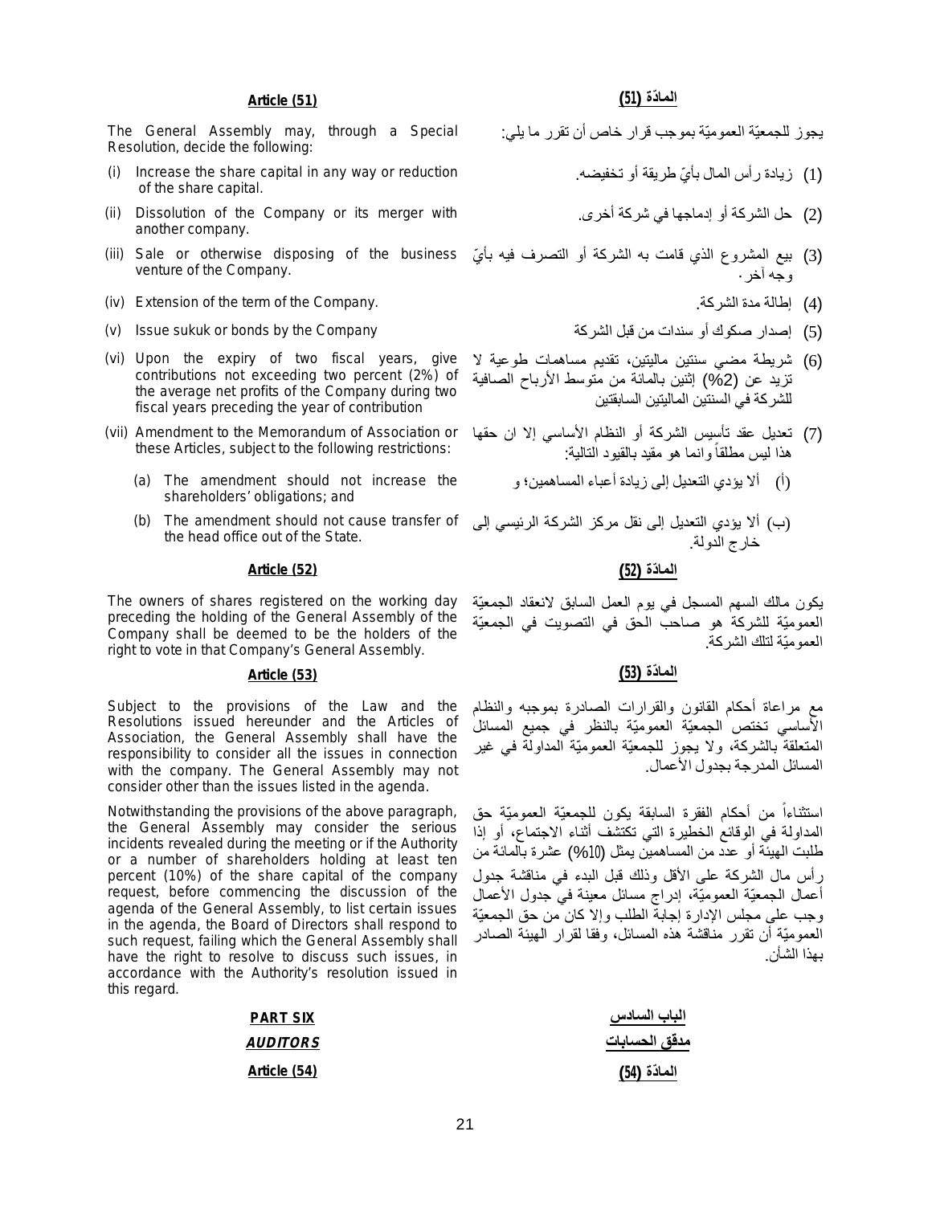**Article (51)**

The General Assembly may, through a Special Resolution, decide the following:

(i) Increase the share capital in any way or reduction of the share capital.

(ii) Dissolution of the Company or its merger with another company.

(iii) Sale or otherwise disposing of the business venture of the Company.

(iv) Extension of the term of the Company.

(v) Issue sukuk or bonds by the Company

(vi) Upon the expiry of two fiscal years, give contributions not exceeding two percent (2%) of the average net profits of the Company during two fiscal years preceding the year of contribution

(vii) Amendment to the Memorandum of Association or these Articles, subject to the following restrictions:

(a) The amendment should not increase the shareholders' obligations; and

(b) The amendment should not cause transfer of the head office out of the State.

**المادّة (51)**

يجوز للجمعيّة العموميّة بموجب قرار خاص أن تقرر ما يلي:

(1) زيادة رأس المال بأيّ طريقة أو تخفيضه.

(2) حل الشركة أو إدماجها في شركة أخرى.

(3) بيع المشروع الذي قامت به الشركة أو التصرف فيه بأيّ وجه آخر.

(4) إطالة مدة الشركة.

(5) إصدار صكوك أو سندات من قبل الشركة

(6) شريطة مضي سنتين ماليتين، تقديم مساهمات طوعية لا تزيد عن (2%) إثنين بالمائة من متوسط الأرباح الصافية للشركة في السنتين الماليتين السابقتين

(7) تعديل عقد تأسيس الشركة أو النظام الأساسي إلا ان حقها هذا ليس مطلقاً وانما هو مقيد بالقيود التالية:

(أ) ألا يؤدي التعديل إلى زيادة أعباء المساهمين؛ و

(ب) ألا يؤدي التعديل إلى نقل مركز الشركة الرئيسي إلى خارج الدولة.

**Article (52)**

The owners of shares registered on the working day preceding the holding of the General Assembly of the Company shall be deemed to be the holders of the right to vote in that Company's General Assembly.

**المادّة (52)**

يكون مالك السهم المسجل في يوم العمل السابق لانعقاد الجمعيّة العموميّة للشركة هو صاحب الحق في التصويت في الجمعيّة العموميّة لتلك الشركة.

**Article (53)**

Subject to the provisions of the Law and the Resolutions issued hereunder and the Articles of Association, the General Assembly shall have the responsibility to consider all the issues in connection with the company. The General Assembly may not consider other than the issues listed in the agenda.

Notwithstanding the provisions of the above paragraph, the General Assembly may consider the serious incidents revealed during the meeting or if the Authority or a number of shareholders holding at least ten percent (10%) of the share capital of the company request, before commencing the discussion of the agenda of the General Assembly, to list certain issues in the agenda, the Board of Directors shall respond to such request, failing which the General Assembly shall have the right to resolve to discuss such issues, in accordance with the Authority's resolution issued in this regard.

**المادّة (53)**

مع مراعاة أحكام القانون والقرارات الصادرة بموجبه والنظام الأساسي تختص الجمعيّة العموميّة بالنظر في جميع المسائل المتعلقة بالشركة، ولا يجوز للجمعيّة العموميّة المداولة في غير المسائل المدرجة بجدول الأعمال.

استثناءاً من أحكام الفقرة السابقة يكون للجمعيّة العموميّة حق المداولة في الوقائع الخطيرة التي تكتشف أثناء الاجتماع، أو إذا طلبت الهيئة أو عدد من المساهمين يمثل (10%) عشرة بالمائة من رأس مال الشركة على الأقل وذلك قبل البدء في مناقشة جدول أعمال الجمعيّة العموميّة، إدراج مسائل معينة في جدول الأعمال وجب على مجلس الإدارة إجابة الطلب وإلا كان من حق الجمعيّة العموميّة أن تقرر مناقشة هذه المسائل، وفقا لقرار الهيئة الصادر بهذا الشأن.

## PART SIX

## *AUDITORS*

**Article (54)**

## الباب السادس

## مدقق الحسابات

**المادّة (54)**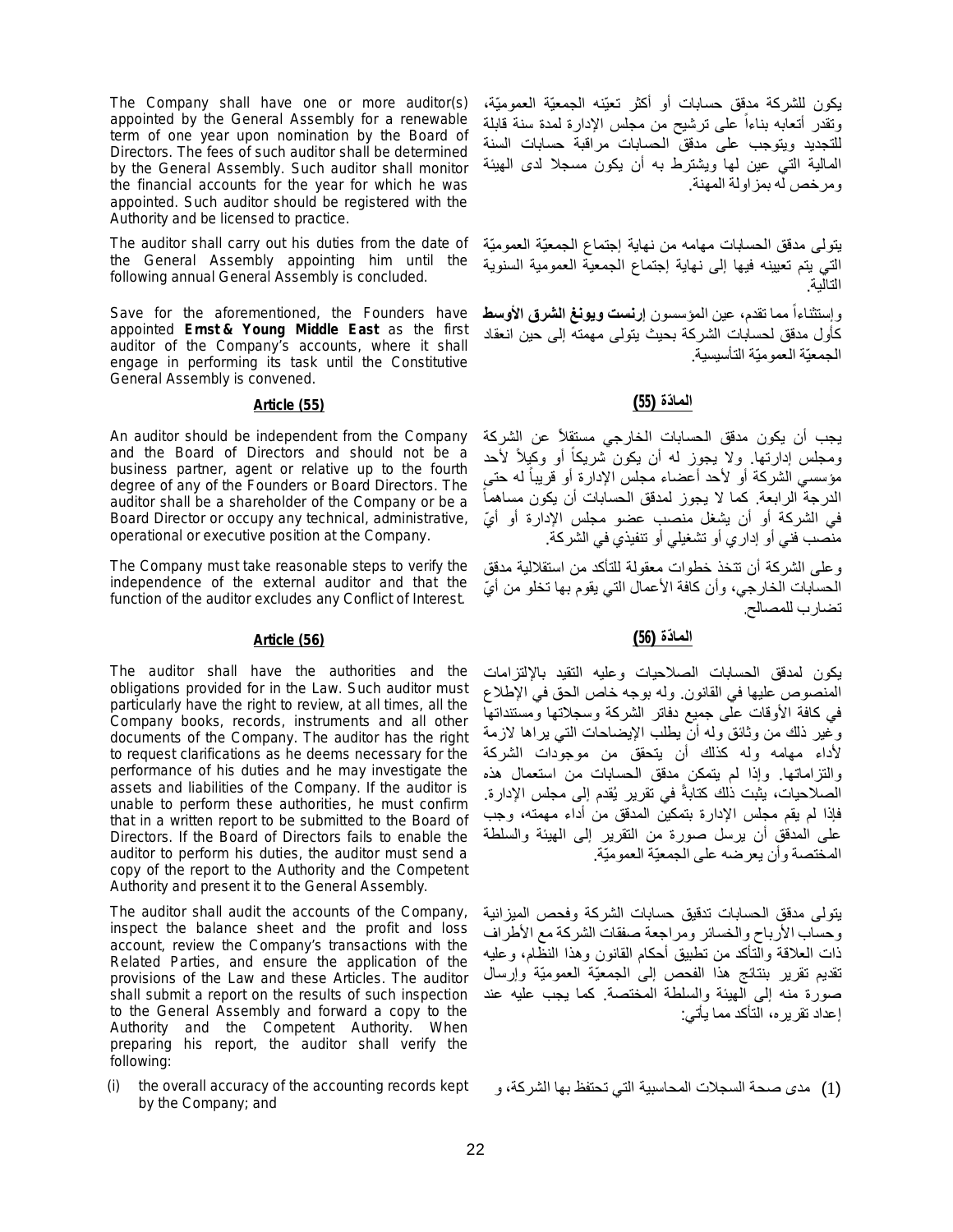The Company shall have one or more auditor(s) appointed by the General Assembly for a renewable term of one year upon nomination by the Board of Directors. The fees of such auditor shall be determined by the General Assembly. Such auditor shall monitor the financial accounts for the year for which he was appointed. Such auditor should be registered with the Authority and be licensed to practice.

يكون للشركة مدقق حسابات أو أكثر تعيّنه الجمعيّة العموميّة، وتقدر أتعابه بناءاً على ترشيح من مجلس الإدارة لمدة سنة قابلة للتجديد ويتوجب على مدقق الحسابات مراقبة حسابات السنة المالية التي عين لها ويشترط به أن يكون مسجلا لدى الهيئة ومرخص له بمزاولة المهنة.

The auditor shall carry out his duties from the date of the General Assembly appointing him until the following annual General Assembly is concluded.

يتولى مدقق الحسابات مهامه من نهاية إجتماع الجمعيّة العموميّة التي يتم تعيينه فيها إلى نهاية إجتماع الجمعية العمومية السنوية التالية.

Save for the aforementioned, the Founders have appointed **Ernst & Young Middle East** as the first auditor of the Company's accounts, where it shall engage in performing its task until the Constitutive General Assembly is convened.

وإستثناءاً مما تقدم، عين المؤسسون **إرنست ويونغ الشرق الأوسط** كأول مدقق لحسابات الشركة بحيث يتولى مهمته إلى حين انعقاد الجمعيّة العموميّة التأسيسية.

## Article (55)

## المادّة (55)

An auditor should be independent from the Company and the Board of Directors and should not be a business partner, agent or relative up to the fourth degree of any of the Founders or Board Directors. The auditor shall be a shareholder of the Company or be a Board Director or occupy any technical, administrative, operational or executive position at the Company.

يجب أن يكون مدقق الحسابات الخارجي مستقلاً عن الشركة ومجلس إدارتها. ولا يجوز له أن يكون شريكاً أو وكيلاً لأحد مؤسسي الشركة أو لأحد أعضاء مجلس الإدارة أو قريباً له حتى الدرجة الرابعة. كما لا يجوز لمدقق الحسابات أن يكون مساهماً في الشركة أو أن يشغل منصب عضو مجلس الإدارة أو أيّ منصب فني أو إداري أو تشغيلي أو تنفيذي في الشركة.

The Company must take reasonable steps to verify the independence of the external auditor and that the function of the auditor excludes any Conflict of Interest.

وعلى الشركة أن تتخذ خطوات معقولة للتأكد من استقلالية مدقق الحسابات الخارجي، وأن كافة الأعمال التي يقوم بها تخلو من أيّ تضارب للمصالح.

## Article (56)

## المادّة (56)

The auditor shall have the authorities and the obligations provided for in the Law. Such auditor must particularly have the right to review, at all times, all the Company books, records, instruments and all other documents of the Company. The auditor has the right to request clarifications as he deems necessary for the performance of his duties and he may investigate the assets and liabilities of the Company. If the auditor is unable to perform these authorities, he must confirm that in a written report to be submitted to the Board of Directors. If the Board of Directors fails to enable the auditor to perform his duties, the auditor must send a copy of the report to the Authority and the Competent Authority and present it to the General Assembly.

يكون لمدقق الحسابات الصلاحيات وعليه التقيد بالإلتزامات المنصوص عليها في القانون. وله بوجه خاص الحق في الإطلاع في كافة الأوقات على جميع دفاتر الشركة وسجلاتها ومستنداتها وغير ذلك من وثائق وله أن يطلب الإيضاحات التي يراها لازمة لأداء مهامه وله كذلك أن يتحقق من موجودات الشركة والتزاماتها. وإذا لم يتمكن مدقق الحسابات من استعمال هذه الصلاحيات، يثبت ذلك كتابةً في تقرير يُقدم إلى مجلس الإدارة. فإذا لم يقم مجلس الإدارة بتمكين المدقق من أداء مهمته، وجب على المدقق أن يرسل صورة من التقرير إلى الهيئة والسلطة المختصة وأن يعرضه على الجمعيّة العموميّة.

The auditor shall audit the accounts of the Company, inspect the balance sheet and the profit and loss account, review the Company's transactions with the Related Parties, and ensure the application of the provisions of the Law and these Articles. The auditor shall submit a report on the results of such inspection to the General Assembly and forward a copy to the Authority and the Competent Authority. When preparing his report, the auditor shall verify the following:

يتولى مدقق الحسابات تدقيق حسابات الشركة وفحص الميزانية وحساب الأرباح والخسائر ومراجعة صفقات الشركة مع الأطراف ذات العلاقة والتأكد من تطبيق أحكام القانون وهذا النظام، وعليه تقديم تقرير بنتائج هذا الفحص إلى الجمعيّة العموميّة وإرسال صورة منه إلى الهيئة والسلطة المختصة. كما يجب عليه عند إعداد تقريره، التأكد مما يأتي:

(i) the overall accuracy of the accounting records kept by the Company; and

(1) مدى صحة السجلات المحاسبية التي تحتفظ بها الشركة، و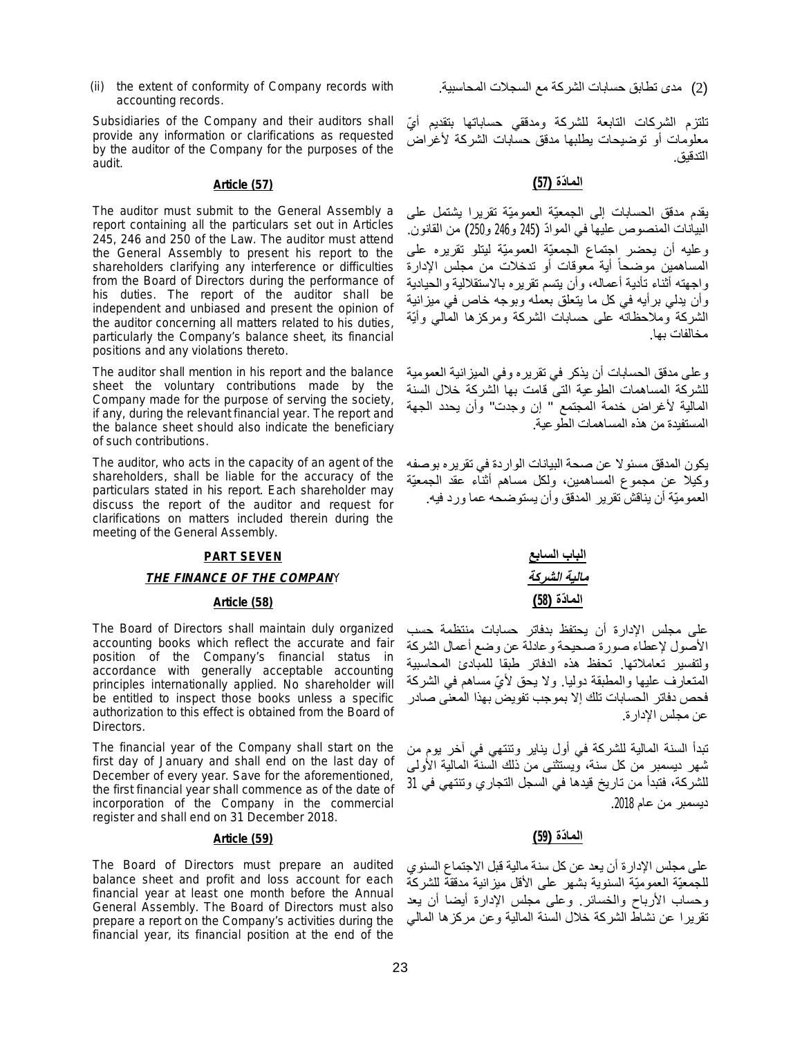(ii) the extent of conformity of Company records with accounting records.

(2) مدى تطابق حسابات الشركة مع السجلات المحاسبية.

Subsidiaries of the Company and their auditors shall provide any information or clarifications as requested by the auditor of the Company for the purposes of the audit.

تلتزم الشركات التابعة للشركة ومدققي حساباتها بتقديم أيّ معلومات أو توضيحات يطلبها مدقق حسابات الشركة لأغراض التدقيق.

**Article (57)**

**المادّة (57)**

The auditor must submit to the General Assembly a report containing all the particulars set out in Articles 245, 246 and 250 of the Law. The auditor must attend the General Assembly to present his report to the shareholders clarifying any interference or difficulties from the Board of Directors during the performance of his duties. The report of the auditor shall be independent and unbiased and present the opinion of the auditor concerning all matters related to his duties, particularly the Company's balance sheet, its financial positions and any violations thereto.

يقدم مدقق الحسابات إلى الجمعيّة العموميّة تقريرا يشتمل على البيانات المنصوص عليها في الموادّ (245 و246 و250) من القانون. وعليه أن يحضر اجتماع الجمعيّة العموميّة ليتلو تقريره على المساهمين موضحاً أية معوقات أو تدخلات من مجلس الإدارة واجهته أثناء تأدية أعماله، وأن يتسم تقريره بالاستقلالية والحيادية وأن يدلي برأيه في كل ما يتعلق بعمله وبوجه خاص في ميزانية الشركة وملاحظاته على حسابات الشركة ومركزها المالي وأيّة مخالفات بها.

The auditor shall mention in his report and the balance sheet the voluntary contributions made by the Company made for the purpose of serving the society, if any, during the relevant financial year. The report and the balance sheet should also indicate the beneficiary of such contributions.

وعلى مدقق الحسابات أن يذكر في تقريره وفي الميزانية العمومية للشركة المساهمات الطوعية التي قامت بها الشركة خلال السنة المالية لأغراض خدمة المجتمع " إن وجدت" وأن يحدد الجهة المستفيدة من هذه المساهمات الطوعية.

The auditor, who acts in the capacity of an agent of the shareholders, shall be liable for the accuracy of the particulars stated in his report. Each shareholder may discuss the report of the auditor and request for clarifications on matters included therein during the meeting of the General Assembly.

يكون المدقق مسئولا عن صحة البيانات الواردة في تقريره بوصفه وكيلا عن مجموع المساهمين، ولكل مساهم أثناء عقد الجمعيّة العموميّة أن يناقش تقرير المدقق وأن يستوضحه عما ورد فيه.

## PART SEVEN

## الباب السابع

## *THE FINANCE OF THE COMPANY*

## *ماليّة الشركة*

**Article (58)**

**المادّة (58)**

The Board of Directors shall maintain duly organized accounting books which reflect the accurate and fair position of the Company's financial status in accordance with generally acceptable accounting principles internationally applied. No shareholder will be entitled to inspect those books unless a specific authorization to this effect is obtained from the Board of Directors.

على مجلس الإدارة أن يحتفظ بدفاتر حسابات منتظمة حسب الأصول لإعطاء صورة صحيحة وعادلة عن وضع أعمال الشركة ولتفسير تعاملاتها. تحفظ هذه الدفاتر طبقا للمبادئ المحاسبية المتعارف عليها والمطبقة دوليا. ولا يحق لأيّ مساهم في الشركة فحص دفاتر الحسابات تلك إلا بموجب تفويض بهذا المعنى صادر عن مجلس الإدارة.

The financial year of the Company shall start on the first day of January and shall end on the last day of December of every year. Save for the aforementioned, the first financial year shall commence as of the date of incorporation of the Company in the commercial register and shall end on 31 December 2018.

تبدأ السنة المالية للشركة في أول يناير وتنتهي في آخر يوم من شهر ديسمبر من كل سنة، ويستثنى من ذلك السنة المالية الأولى للشركة، فتبدأ من تاريخ قيدها في السجل التجاري وتنتهي في 31 ديسمبر من عام 2018.

**Article (59)**

**المادّة (59)**

The Board of Directors must prepare an audited balance sheet and profit and loss account for each financial year at least one month before the Annual General Assembly. The Board of Directors must also prepare a report on the Company's activities during the financial year, its financial position at the end of the

على مجلس الإدارة أن يعد عن كل سنة مالية قبل الاجتماع السنوي للجمعيّة العموميّة السنوية بشهر على الأقل ميزانية مدققة للشركة وحساب الأرباح والخسائر. وعلى مجلس الإدارة أيضا أن يعد تقريرا عن نشاط الشركة خلال السنة المالية وعن مركزها المالي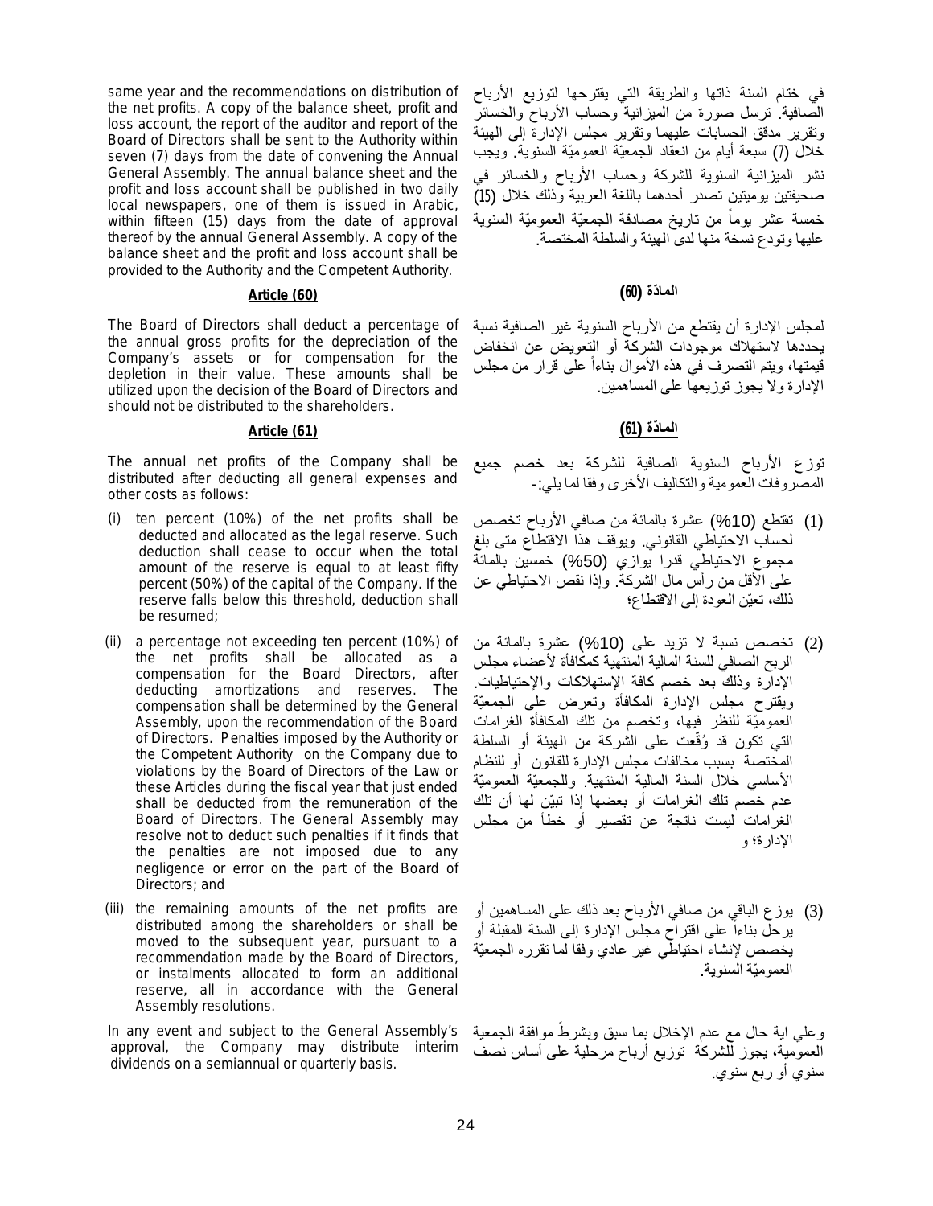same year and the recommendations on distribution of the net profits. A copy of the balance sheet, profit and loss account, the report of the auditor and report of the Board of Directors shall be sent to the Authority within seven (7) days from the date of convening the Annual General Assembly. The annual balance sheet and the profit and loss account shall be published in two daily local newspapers, one of them is issued in Arabic, within fifteen (15) days from the date of approval thereof by the annual General Assembly. A copy of the balance sheet and the profit and loss account shall be provided to the Authority and the Competent Authority.

في ختام السنة ذاتها والطريقة التي يقترحها لتوزيع الأرباح الصافية. ترسل صورة من الميزانية وحساب الأرباح والخسائر وتقرير مدقق الحسابات عليهما وتقرير مجلس الإدارة إلى الهيئة خلال (7) سبعة أيام من انعقاد الجمعيّة العموميّة السنوية. ويجب نشر الميزانية السنوية للشركة وحساب الأرباح والخسائر في صحيفتين يوميتين تصدر أحدهما باللغة العربية وذلك خلال (15) خمسة عشر يوماً من تاريخ مصادقة الجمعيّة العموميّة السنوية عليها وتودع نسخة منها لدى الهيئة والسلطة المختصة.

## Article (60)

The Board of Directors shall deduct a percentage of the annual gross profits for the depreciation of the Company's assets or for compensation for the depletion in their value. These amounts shall be utilized upon the decision of the Board of Directors and should not be distributed to the shareholders.

## المادّة (60)

لمجلس الإدارة أن يقتطع من الأرباح السنوية غير الصافية نسبة يحددها لاستهلاك موجودات الشركة أو التعويض عن انخفاض قيمتها، ويتم التصرف في هذه الأموال بناءاً على قرار من مجلس الإدارة ولا يجوز توزيعها على المساهمين.

## Article (61)

The annual net profits of the Company shall be distributed after deducting all general expenses and other costs as follows:

(i) ten percent (10%) of the net profits shall be deducted and allocated as the legal reserve. Such deduction shall cease to occur when the total amount of the reserve is equal to at least fifty percent (50%) of the capital of the Company. If the reserve falls below this threshold, deduction shall be resumed;

(ii) a percentage not exceeding ten percent (10%) of the net profits shall be allocated as a compensation for the Board Directors, after deducting amortizations and reserves. The compensation shall be determined by the General Assembly, upon the recommendation of the Board of Directors. Penalties imposed by the Authority or the Competent Authority on the Company due to violations by the Board of Directors of the Law or these Articles during the fiscal year that just ended shall be deducted from the remuneration of the Board of Directors. The General Assembly may resolve not to deduct such penalties if it finds that the penalties are not imposed due to any negligence or error on the part of the Board of Directors; and

(iii) the remaining amounts of the net profits are distributed among the shareholders or shall be moved to the subsequent year, pursuant to a recommendation made by the Board of Directors, or instalments allocated to form an additional reserve, all in accordance with the General Assembly resolutions.

In any event and subject to the General Assembly's approval, the Company may distribute interim dividends on a semiannual or quarterly basis.

## المادّة (61)

توزع الأرباح السنوية الصافية للشركة بعد خصم جميع المصروفات العمومية والتكاليف الأخرى وفقا لما يلي:-

(1) تقتطع (10%) عشرة بالمائة من صافي الأرباح تخصص لحساب الاحتياطي القانوني. ويوقف هذا الاقتطاع متى بلغ مجموع الاحتياطي قدرا يوازي (50%) خمسين بالمائة على الأقل من رأس مال الشركة. وإذا نقص الاحتياطي عن ذلك، تعيّن العودة إلى الاقتطاع؛

(2) تخصص نسبة لا تزيد على (10%) عشرة بالمائة من الربح الصافي للسنة المالية المنتهية كمكافأة لأعضاء مجلس الإدارة وذلك بعد خصم كافة الإستهلاكات والإحتياطيات. ويقترح مجلس الإدارة المكافأة وتعرض على الجمعيّة العموميّة للنظر فيها، وتخصم من تلك المكافأة الغرامات التي تكون قد وُقّعت على الشركة من الهيئة أو السلطة المختصة بسبب مخالفات مجلس الإدارة للقانون أو للنظام الأساسي خلال السنة المالية المنتهية. وللجمعيّة العموميّة عدم خصم تلك الغرامات أو بعضها إذا تبيّن لها أن تلك الغرامات ليست ناتجة عن تقصير أو خطأ من مجلس الإدارة؛ و

(3) يوزع الباقي من صافي الأرباح بعد ذلك على المساهمين أو يرحل بناءاً على اقتراح مجلس الإدارة إلى السنة المقبلة أو يخصص لإنشاء احتياطي غير عادي وفقا لما تقرره الجمعيّة العموميّة السنوية.

وعلي اية حال مع عدم الإخلال بما سبق وبشرط موافقة الجمعية العمومية، يجوز للشركة توزيع أرباح مرحلية على أساس نصف سنوي أو ربع سنوي.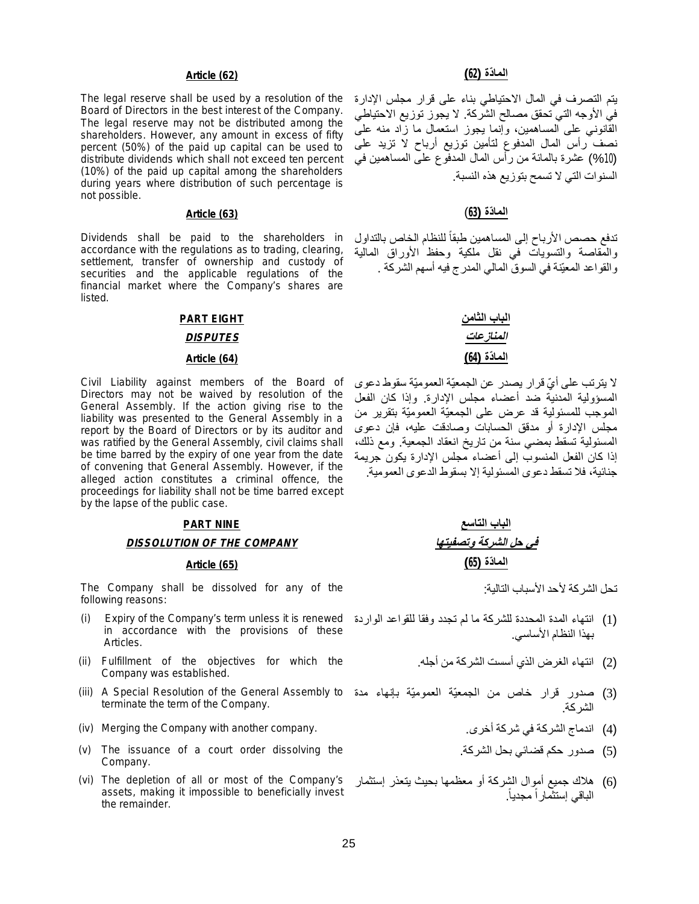### Article (62)

The legal reserve shall be used by a resolution of the Board of Directors in the best interest of the Company. The legal reserve may not be distributed among the shareholders. However, any amount in excess of fifty percent (50%) of the paid up capital can be used to distribute dividends which shall not exceed ten percent (10%) of the paid up capital among the shareholders during years where distribution of such percentage is not possible.

### المادّة (62)

يتم التصرف في المال الاحتياطي بناء على قرار مجلس الإدارة في الأوجه التي تحقق مصالح الشركة. لا يجوز توزيع الاحتياطي القانوني على المساهمين، وإنما يجوز استعمال ما زاد منه على نصف رأس المال المدفوع لتأمين توزيع أرباح لا تزيد على (10%) عشرة بالمائة من رأس المال المدفوع على المساهمين في السنوات التي لا تسمح بتوزيع هذه النسبة.

### Article (63)

Dividends shall be paid to the shareholders in accordance with the regulations as to trading, clearing, settlement, transfer of ownership and custody of securities and the applicable regulations of the financial market where the Company's shares are listed.

### المادّة (63)

تدفع حصص الأرباح إلى المساهمين طبقاً للنظام الخاص بالتداول والمقاصة والتسويات في نقل ملكية وحفظ الأوراق المالية والقواعد المعيّنة في السوق المالي المدرج فيه أسهم الشركة .

## PART EIGHT

## *DISPUTES*

### Article (64)

Civil Liability against members of the Board of Directors may not be waived by resolution of the General Assembly. If the action giving rise to the liability was presented to the General Assembly in a report by the Board of Directors or by its auditor and was ratified by the General Assembly, civil claims shall be time barred by the expiry of one year from the date of convening that General Assembly. However, if the alleged action constitutes a criminal offence, the proceedings for liability shall not be time barred except by the lapse of the public case.

## الباب الثامن

## *المنازعات*

### المادّة (64)

لا يترتب على أيّ قرار يصدر عن الجمعيّة العموميّة سقوط دعوى المسؤولية المدنية ضد أعضاء مجلس الإدارة. وإذا كان الفعل الموجب للمسئولية قد عرض على الجمعيّة العموميّة بتقرير من مجلس الإدارة أو مدقق الحسابات وصادقت عليه، فإن دعوى المسئولية تسقط بمضي سنة من تاريخ انعقاد الجمعية. ومع ذلك، إذا كان الفعل المنسوب إلى أعضاء مجلس الإدارة يكون جريمة جنائية، فلا تسقط دعوى المسئولية إلا بسقوط الدعوى العمومية.

## PART NINE

## *DISSOLUTION OF THE COMPANY*

### Article (65)

The Company shall be dissolved for any of the following reasons:

(i) Expiry of the Company's term unless it is renewed in accordance with the provisions of these Articles.

(ii) Fulfillment of the objectives for which the Company was established.

(iii) A Special Resolution of the General Assembly to terminate the term of the Company.

(iv) Merging the Company with another company.

(v) The issuance of a court order dissolving the Company.

(vi) The depletion of all or most of the Company's assets, making it impossible to beneficially invest the remainder.

## الباب التاسع

## *في حل الشركة وتصفيتها*

### المادّة (65)

تحل الشركة لأحد الأسباب التالية:

(1) انتهاء المدة المحددة للشركة ما لم تجدد وفقا للقواعد الواردة بهذا النظام الأساسي.

(2) انتهاء الغرض الذي أسست الشركة من أجله.

(3) صدور قرار خاص من الجمعيّة العموميّة بإنهاء مدة الشركة.

(4) اندماج الشركة في شركة أخرى.

(5) صدور حكم قضائي بحل الشركة.

(6) هلاك جميع أموال الشركة أو معظمها بحيث يتعذر إستثمار الباقي إستثماراً مجدياً.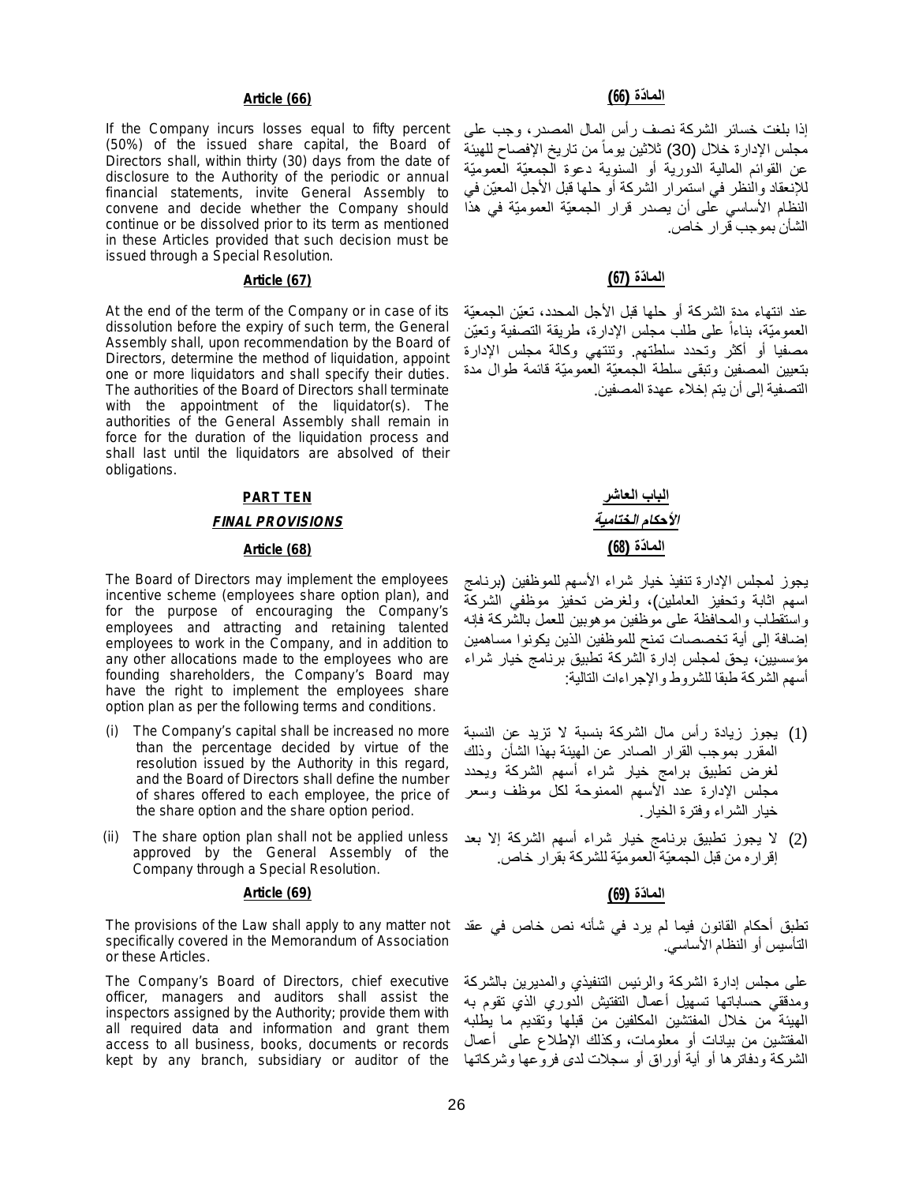## Article (66)

If the Company incurs losses equal to fifty percent (50%) of the issued share capital, the Board of Directors shall, within thirty (30) days from the date of disclosure to the Authority of the periodic or annual financial statements, invite General Assembly to convene and decide whether the Company should continue or be dissolved prior to its term as mentioned in these Articles provided that such decision must be issued through a Special Resolution.

## المادّة (66)

إذا بلغت خسائر الشركة نصف رأس المال المصدر، وجب على مجلس الإدارة خلال (30) ثلاثين يوماً من تاريخ الإفصاح للهيئة عن القوائم المالية الدورية أو السنوية دعوة الجمعيّة العموميّة للإنعقاد والنظر في استمرار الشركة أو حلها قبل الأجل المعيّن في النظام الأساسي على أن يصدر قرار الجمعيّة العموميّة في هذا الشأن بموجب قرار خاص.

## Article (67)

At the end of the term of the Company or in case of its dissolution before the expiry of such term, the General Assembly shall, upon recommendation by the Board of Directors, determine the method of liquidation, appoint one or more liquidators and shall specify their duties. The authorities of the Board of Directors shall terminate with the appointment of the liquidator(s). The authorities of the General Assembly shall remain in force for the duration of the liquidation process and shall last until the liquidators are absolved of their obligations.

## المادّة (67)

عند انتهاء مدة الشركة أو حلها قبل الأجل المحدد، تعيّن الجمعيّة العموميّة، بناءاً على طلب مجلس الإدارة، طريقة التصفية وتعيّن مصفيا أو أكثر وتحدد سلطتهم. وتنتهي وكالة مجلس الإدارة بتعيين المصفين وتبقى سلطة الجمعيّة العموميّة قائمة طوال مدة التصفية إلى أن يتم إخلاء عهدة المصفين.

# PART TEN

## *FINAL PROVISIONS*

# الباب العاشر

## *الأحكام الختامية*

## Article (68)

The Board of Directors may implement the employees incentive scheme (employees share option plan), and for the purpose of encouraging the Company's employees and attracting and retaining talented employees to work in the Company, and in addition to any other allocations made to the employees who are founding shareholders, the Company's Board may have the right to implement the employees share option plan as per the following terms and conditions.

(i) The Company's capital shall be increased no more than the percentage decided by virtue of the resolution issued by the Authority in this regard, and the Board of Directors shall define the number of shares offered to each employee, the price of the share option and the share option period.

(ii) The share option plan shall not be applied unless approved by the General Assembly of the Company through a Special Resolution.

## المادّة (68)

يجوز لمجلس الإدارة تنفيذ خيار شراء الأسهم للموظفين (برنامج اسهم اثابة وتحفيز العاملين)، ولغرض تحفيز موظفي الشركة واستقطاب والمحافظة على موظفين موهوبين للعمل بالشركة فإنه إضافة إلى أية تخصصات تمنح للموظفين الذين يكونوا مساهمين مؤسسين، يحق لمجلس إدارة الشركة تطبيق برنامج خيار شراء أسهم الشركة طبقا للشروط والإجراءات التالية:

(1) يجوز زيادة رأس مال الشركة بنسبة لا تزيد عن النسبة المقرر بموجب القرار الصادر عن الهيئة بهذا الشأن وذلك لغرض تطبيق برامج خيار شراء أسهم الشركة ويحدد مجلس الإدارة عدد الأسهم الممنوحة لكل موظف وسعر خيار الشراء وفترة الخيار.

(2) لا يجوز تطبيق برنامج خيار شراء أسهم الشركة إلا بعد إقراره من قبل الجمعيّة العموميّة للشركة بقرار خاص.

## Article (69)

The provisions of the Law shall apply to any matter not specifically covered in the Memorandum of Association or these Articles.

The Company's Board of Directors, chief executive officer, managers and auditors shall assist the inspectors assigned by the Authority; provide them with all required data and information and grant them access to all business, books, documents or records kept by any branch, subsidiary or auditor of the

## المادّة (69)

تطبق أحكام القانون فيما لم يرد في شأنه نص خاص في عقد التأسيس أو النظام الأساسي.

على مجلس إدارة الشركة والرئيس التنفيذي والمديرين بالشركة ومدققي حساباتها تسهيل أعمال التفتيش الدوري الذي تقوم به الهيئة من خلال المفتشين المكلفين من قبلها وتقديم ما يطلبه المفتشين من بيانات أو معلومات، وكذلك الإطلاع على أعمال الشركة ودفاترها أو أية أوراق أو سجلات لدى فروعها وشركاتها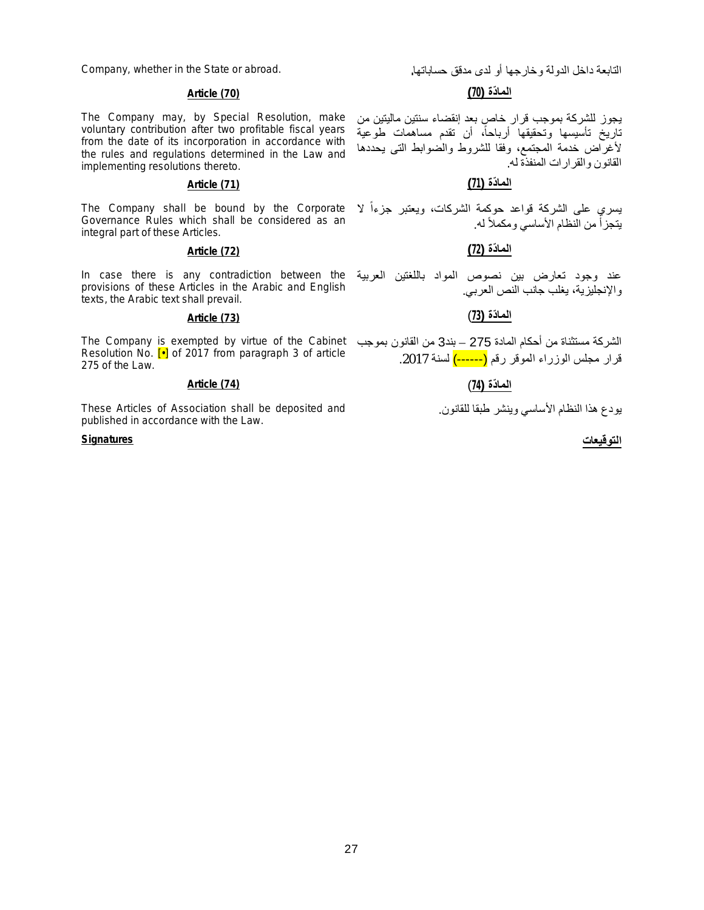Company, whether in the State or abroad.

التابعة داخل الدولة وخارجها أو لدى مدقق حساباتها.

**Article (70)**

**المادّة (70)**

The Company may, by Special Resolution, make voluntary contribution after two profitable fiscal years from the date of its incorporation in accordance with the rules and regulations determined in the Law and implementing resolutions thereto.

يجوز للشركة بموجب قرار خاص بعد إنقضاء سنتين ماليتين من تاريخ تأسيسها وتحقيقها أرباحاً، أن تقدم مساهمات طوعية لأغراض خدمة المجتمع، وفقا للشروط والضوابط التى يحددها القانون والقرارات المنفذة له.

**Article (71)**

**المادّة (71)**

The Company shall be bound by the Corporate Governance Rules which shall be considered as an integral part of these Articles.

يسري على الشركة قواعد حوكمة الشركات، ويعتبر جزءاً لا يتجزأ من النظام الأساسي ومكملاً له.

**Article (72)**

**المادّة (72)**

In case there is any contradiction between the provisions of these Articles in the Arabic and English texts, the Arabic text shall prevail.

عند وجود تعارض بين نصوص المواد باللغتين العربية والإنجليزية، يغلب جانب النص العربي.

**Article (73)**

**المادّة (73)**

The Company is exempted by virtue of the Cabinet Resolution No. [•] of 2017 from paragraph 3 of article 275 of the Law.

الشركة مستثناة من أحكام المادة 275 – بند3 من القانون بموجب قرار مجلس الوزراء الموقر رقم (------) لسنة 2017.

**Article (74)**

**المادّة (74)**

These Articles of Association shall be deposited and published in accordance with the Law.

يودع هذا النظام الأساسي وينشر طبقا للقانون.

**Signatures**

**التوقيعات**